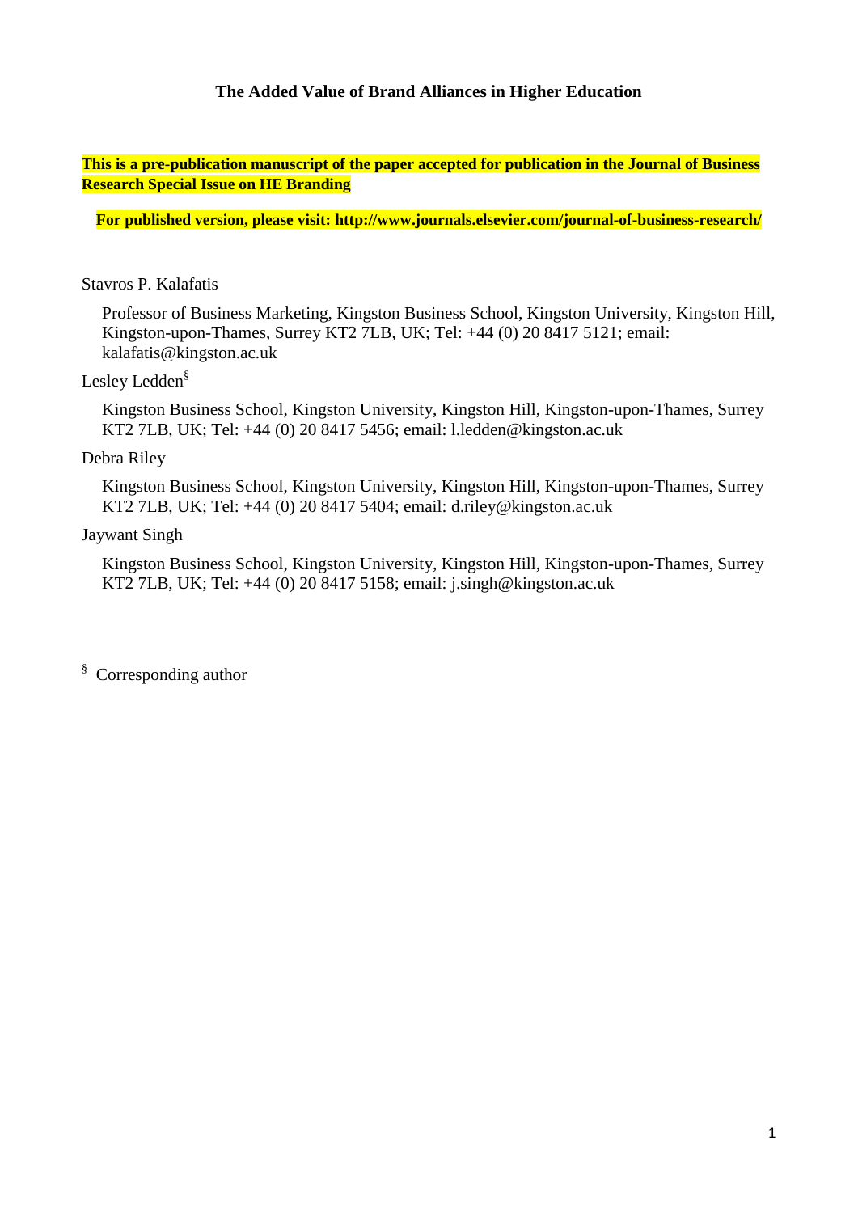# The Added Value of Brand Alliances in Higher Education

**This is a pre-publication manuscript of the paper accepted for publication in the Journal of Business Research Special Issue on HE Branding**

**For published version, please visit: http://www.journals.elsevier.com/journal-of-business-research/**

Stavros P. Kalafatis

Professor of Business Marketing, Kingston Business School, Kingston University, Kingston Hill, Kingston-upon-Thames, Surrey KT2 7LB, UK; Tel: +44 (0) 20 8417 5121; email: kalafatis@kingston.ac.uk

Lesley Ledden[§]

Kingston Business School, Kingston University, Kingston Hill, Kingston-upon-Thames, Surrey KT2 7LB, UK; Tel: +44 (0) 20 8417 5456; email: l.ledden@kingston.ac.uk

Debra Riley

Kingston Business School, Kingston University, Kingston Hill, Kingston-upon-Thames, Surrey KT2 7LB, UK; Tel: +44 (0) 20 8417 5404; email: d.riley@kingston.ac.uk

Jaywant Singh

Kingston Business School, Kingston University, Kingston Hill, Kingston-upon-Thames, Surrey KT2 7LB, UK; Tel: +44 (0) 20 8417 5158; email: j.singh@kingston.ac.uk

[§] Corresponding author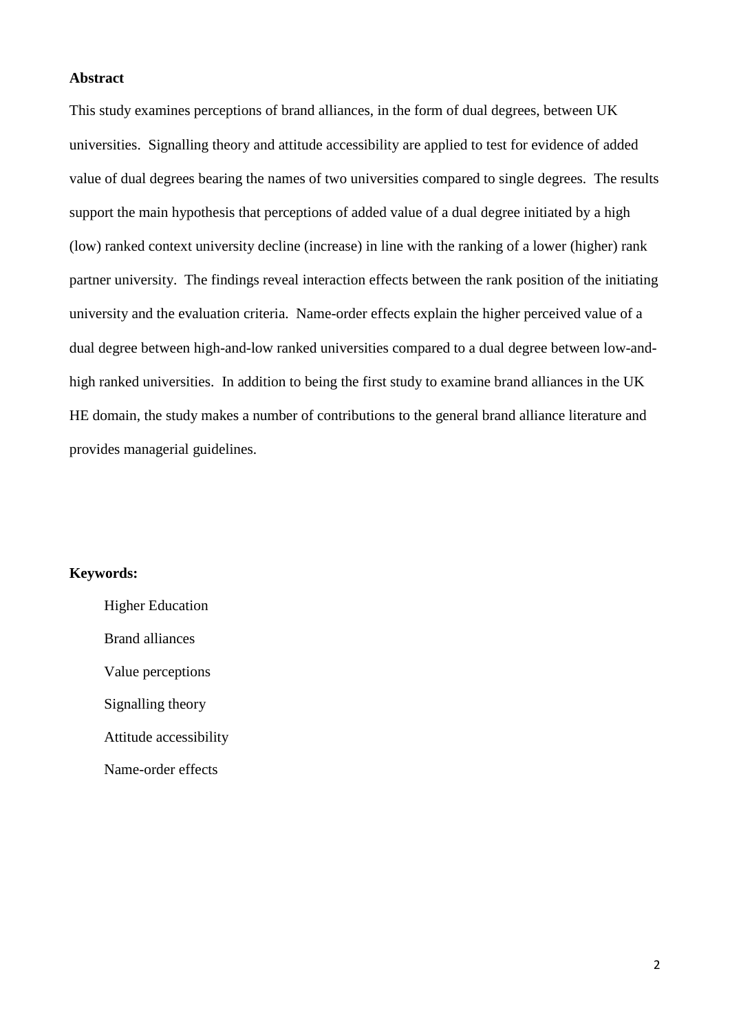**Abstract**

This study examines perceptions of brand alliances, in the form of dual degrees, between UK universities. Signalling theory and attitude accessibility are applied to test for evidence of added value of dual degrees bearing the names of two universities compared to single degrees. The results support the main hypothesis that perceptions of added value of a dual degree initiated by a high (low) ranked context university decline (increase) in line with the ranking of a lower (higher) rank partner university. The findings reveal interaction effects between the rank position of the initiating university and the evaluation criteria. Name-order effects explain the higher perceived value of a dual degree between high-and-low ranked universities compared to a dual degree between low-and-high ranked universities. In addition to being the first study to examine brand alliances in the UK HE domain, the study makes a number of contributions to the general brand alliance literature and provides managerial guidelines.

**Keywords:**

Higher Education

Brand alliances

Value perceptions

Signalling theory

Attitude accessibility

Name-order effects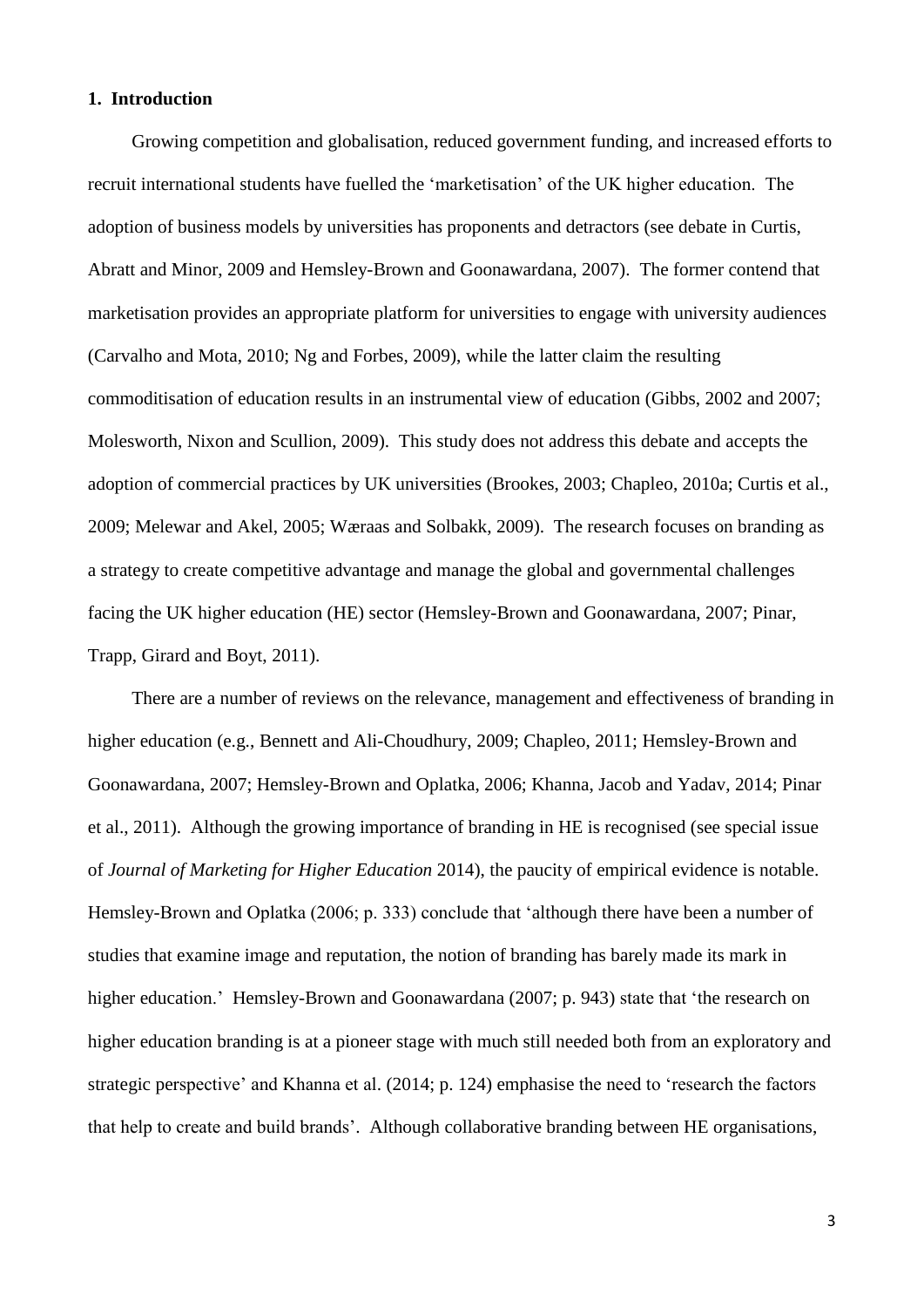## 1. Introduction

Growing competition and globalisation, reduced government funding, and increased efforts to recruit international students have fuelled the 'marketisation' of the UK higher education. The adoption of business models by universities has proponents and detractors (see debate in Curtis, Abratt and Minor, 2009 and Hemsley-Brown and Goonawardana, 2007). The former contend that marketisation provides an appropriate platform for universities to engage with university audiences (Carvalho and Mota, 2010; Ng and Forbes, 2009), while the latter claim the resulting commoditisation of education results in an instrumental view of education (Gibbs, 2002 and 2007; Molesworth, Nixon and Scullion, 2009). This study does not address this debate and accepts the adoption of commercial practices by UK universities (Brookes, 2003; Chapleo, 2010a; Curtis et al., 2009; Melewar and Akel, 2005; Wæraas and Solbakk, 2009). The research focuses on branding as a strategy to create competitive advantage and manage the global and governmental challenges facing the UK higher education (HE) sector (Hemsley-Brown and Goonawardana, 2007; Pinar, Trapp, Girard and Boyt, 2011).

There are a number of reviews on the relevance, management and effectiveness of branding in higher education (e.g., Bennett and Ali-Choudhury, 2009; Chapleo, 2011; Hemsley-Brown and Goonawardana, 2007; Hemsley-Brown and Oplatka, 2006; Khanna, Jacob and Yadav, 2014; Pinar et al., 2011). Although the growing importance of branding in HE is recognised (see special issue of *Journal of Marketing for Higher Education* 2014), the paucity of empirical evidence is notable. Hemsley-Brown and Oplatka (2006; p. 333) conclude that 'although there have been a number of studies that examine image and reputation, the notion of branding has barely made its mark in higher education.' Hemsley-Brown and Goonawardana (2007; p. 943) state that 'the research on higher education branding is at a pioneer stage with much still needed both from an exploratory and strategic perspective' and Khanna et al. (2014; p. 124) emphasise the need to 'research the factors that help to create and build brands'. Although collaborative branding between HE organisations,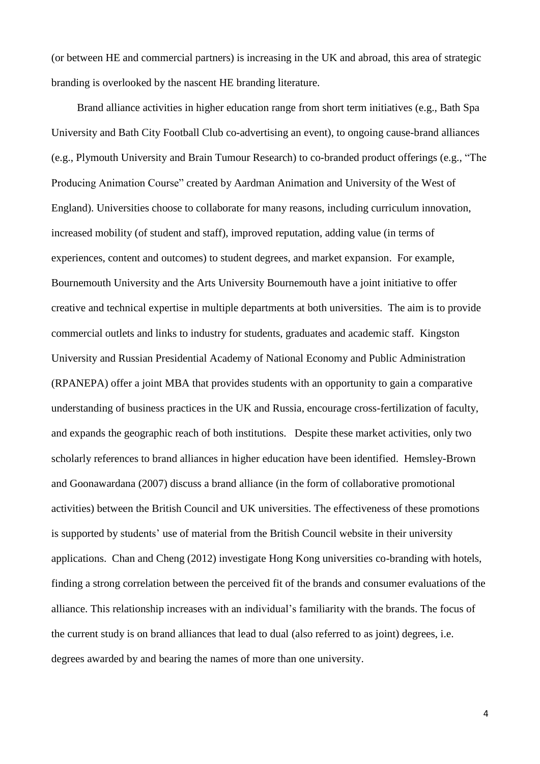(or between HE and commercial partners) is increasing in the UK and abroad, this area of strategic branding is overlooked by the nascent HE branding literature.

Brand alliance activities in higher education range from short term initiatives (e.g., Bath Spa University and Bath City Football Club co-advertising an event), to ongoing cause-brand alliances (e.g., Plymouth University and Brain Tumour Research) to co-branded product offerings (e.g., "The Producing Animation Course" created by Aardman Animation and University of the West of England). Universities choose to collaborate for many reasons, including curriculum innovation, increased mobility (of student and staff), improved reputation, adding value (in terms of experiences, content and outcomes) to student degrees, and market expansion. For example, Bournemouth University and the Arts University Bournemouth have a joint initiative to offer creative and technical expertise in multiple departments at both universities. The aim is to provide commercial outlets and links to industry for students, graduates and academic staff. Kingston University and Russian Presidential Academy of National Economy and Public Administration (RPANEPA) offer a joint MBA that provides students with an opportunity to gain a comparative understanding of business practices in the UK and Russia, encourage cross-fertilization of faculty, and expands the geographic reach of both institutions. Despite these market activities, only two scholarly references to brand alliances in higher education have been identified. Hemsley-Brown and Goonawardana (2007) discuss a brand alliance (in the form of collaborative promotional activities) between the British Council and UK universities. The effectiveness of these promotions is supported by students' use of material from the British Council website in their university applications. Chan and Cheng (2012) investigate Hong Kong universities co-branding with hotels, finding a strong correlation between the perceived fit of the brands and consumer evaluations of the alliance. This relationship increases with an individual's familiarity with the brands. The focus of the current study is on brand alliances that lead to dual (also referred to as joint) degrees, i.e. degrees awarded by and bearing the names of more than one university.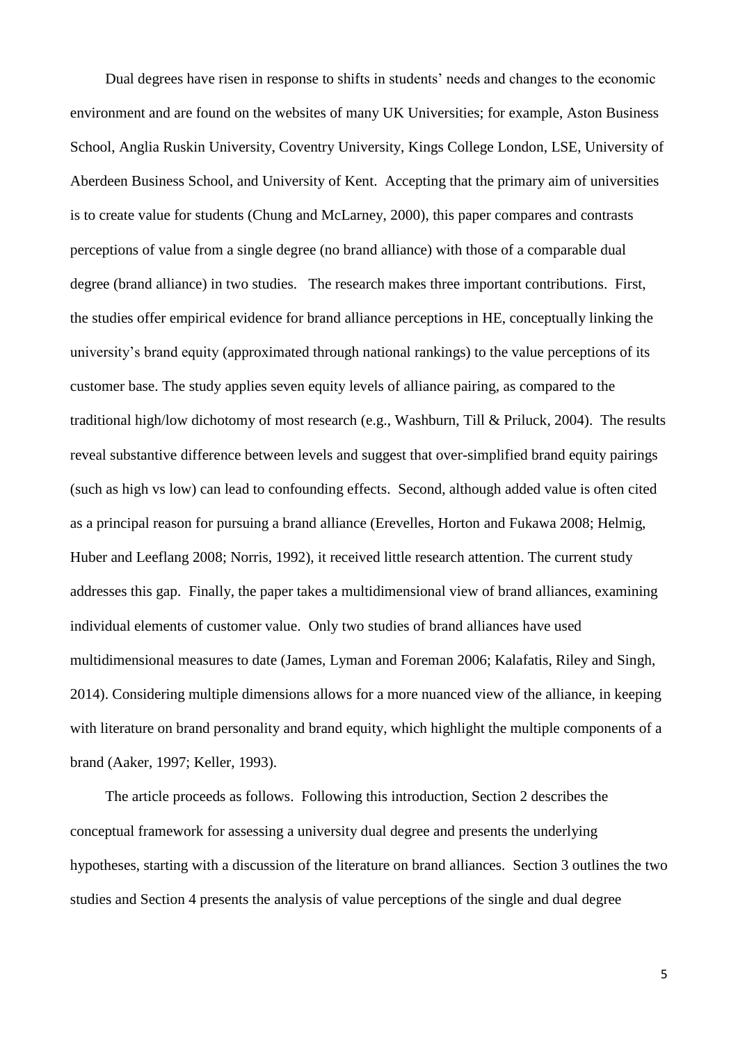Dual degrees have risen in response to shifts in students' needs and changes to the economic environment and are found on the websites of many UK Universities; for example, Aston Business School, Anglia Ruskin University, Coventry University, Kings College London, LSE, University of Aberdeen Business School, and University of Kent. Accepting that the primary aim of universities is to create value for students (Chung and McLarney, 2000), this paper compares and contrasts perceptions of value from a single degree (no brand alliance) with those of a comparable dual degree (brand alliance) in two studies. The research makes three important contributions. First, the studies offer empirical evidence for brand alliance perceptions in HE, conceptually linking the university's brand equity (approximated through national rankings) to the value perceptions of its customer base. The study applies seven equity levels of alliance pairing, as compared to the traditional high/low dichotomy of most research (e.g., Washburn, Till & Priluck, 2004). The results reveal substantive difference between levels and suggest that over-simplified brand equity pairings (such as high vs low) can lead to confounding effects. Second, although added value is often cited as a principal reason for pursuing a brand alliance (Erevelles, Horton and Fukawa 2008; Helmig, Huber and Leeflang 2008; Norris, 1992), it received little research attention. The current study addresses this gap. Finally, the paper takes a multidimensional view of brand alliances, examining individual elements of customer value. Only two studies of brand alliances have used multidimensional measures to date (James, Lyman and Foreman 2006; Kalafatis, Riley and Singh, 2014). Considering multiple dimensions allows for a more nuanced view of the alliance, in keeping with literature on brand personality and brand equity, which highlight the multiple components of a brand (Aaker, 1997; Keller, 1993).

The article proceeds as follows. Following this introduction, Section 2 describes the conceptual framework for assessing a university dual degree and presents the underlying hypotheses, starting with a discussion of the literature on brand alliances. Section 3 outlines the two studies and Section 4 presents the analysis of value perceptions of the single and dual degree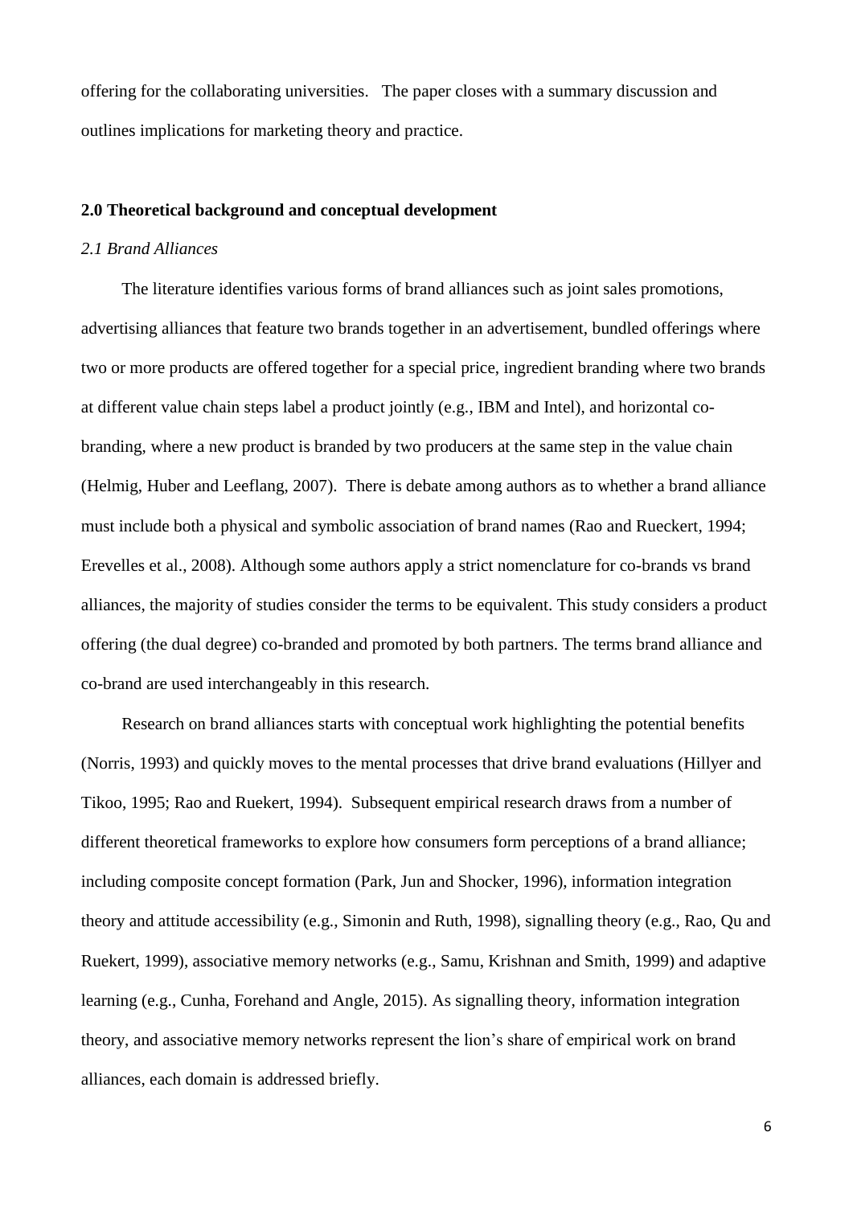offering for the collaborating universities. The paper closes with a summary discussion and outlines implications for marketing theory and practice.

## 2.0 Theoretical background and conceptual development

### *2.1 Brand Alliances*

The literature identifies various forms of brand alliances such as joint sales promotions, advertising alliances that feature two brands together in an advertisement, bundled offerings where two or more products are offered together for a special price, ingredient branding where two brands at different value chain steps label a product jointly (e.g., IBM and Intel), and horizontal co-branding, where a new product is branded by two producers at the same step in the value chain (Helmig, Huber and Leeflang, 2007). There is debate among authors as to whether a brand alliance must include both a physical and symbolic association of brand names (Rao and Rueckert, 1994; Erevelles et al., 2008). Although some authors apply a strict nomenclature for co-brands vs brand alliances, the majority of studies consider the terms to be equivalent. This study considers a product offering (the dual degree) co-branded and promoted by both partners. The terms brand alliance and co-brand are used interchangeably in this research.

Research on brand alliances starts with conceptual work highlighting the potential benefits (Norris, 1993) and quickly moves to the mental processes that drive brand evaluations (Hillyer and Tikoo, 1995; Rao and Ruekert, 1994). Subsequent empirical research draws from a number of different theoretical frameworks to explore how consumers form perceptions of a brand alliance; including composite concept formation (Park, Jun and Shocker, 1996), information integration theory and attitude accessibility (e.g., Simonin and Ruth, 1998), signalling theory (e.g., Rao, Qu and Ruekert, 1999), associative memory networks (e.g., Samu, Krishnan and Smith, 1999) and adaptive learning (e.g., Cunha, Forehand and Angle, 2015). As signalling theory, information integration theory, and associative memory networks represent the lion's share of empirical work on brand alliances, each domain is addressed briefly.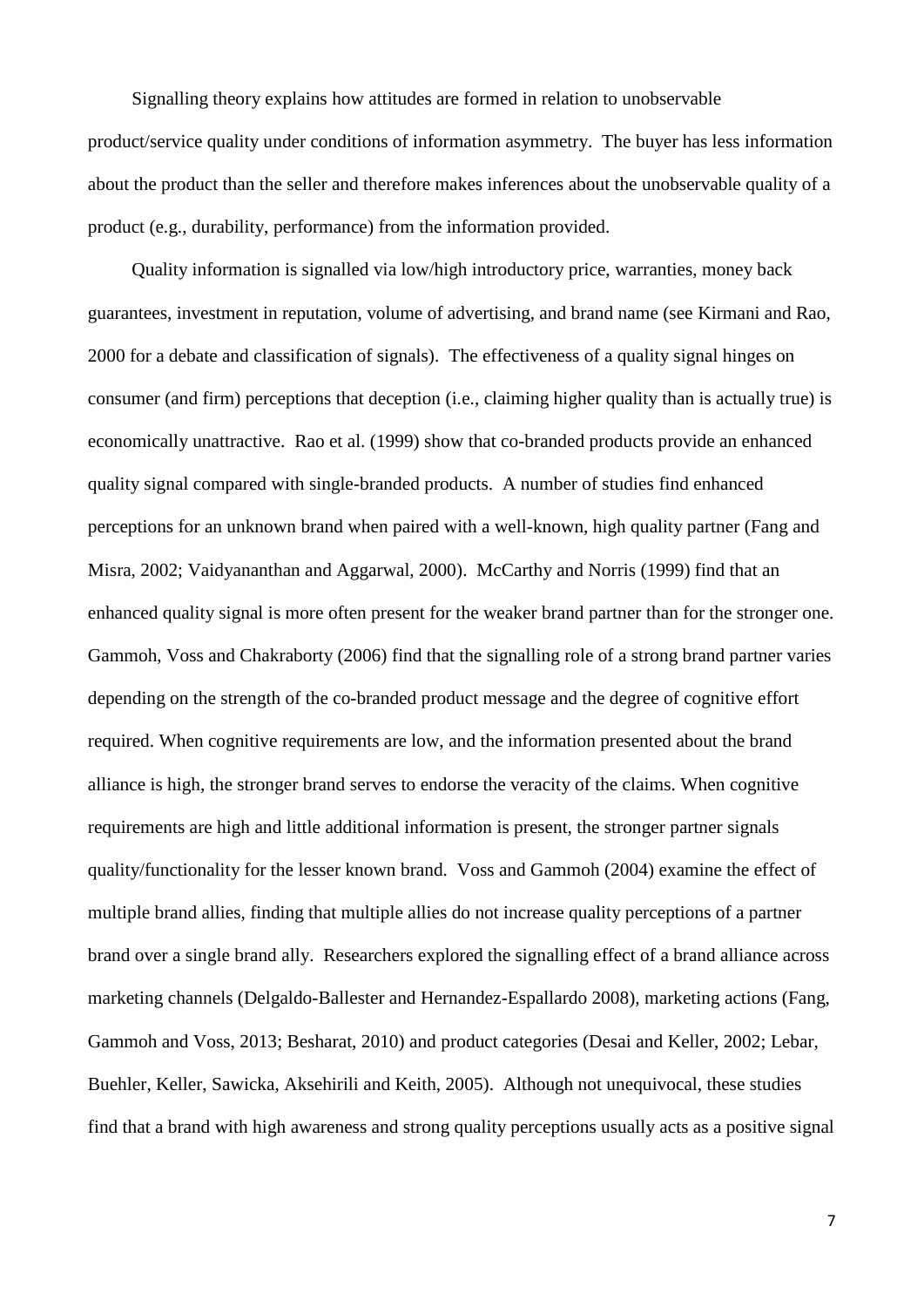Signalling theory explains how attitudes are formed in relation to unobservable product/service quality under conditions of information asymmetry. The buyer has less information about the product than the seller and therefore makes inferences about the unobservable quality of a product (e.g., durability, performance) from the information provided.

Quality information is signalled via low/high introductory price, warranties, money back guarantees, investment in reputation, volume of advertising, and brand name (see Kirmani and Rao, 2000 for a debate and classification of signals). The effectiveness of a quality signal hinges on consumer (and firm) perceptions that deception (i.e., claiming higher quality than is actually true) is economically unattractive. Rao et al. (1999) show that co-branded products provide an enhanced quality signal compared with single-branded products. A number of studies find enhanced perceptions for an unknown brand when paired with a well-known, high quality partner (Fang and Misra, 2002; Vaidyananthan and Aggarwal, 2000). McCarthy and Norris (1999) find that an enhanced quality signal is more often present for the weaker brand partner than for the stronger one. Gammoh, Voss and Chakraborty (2006) find that the signalling role of a strong brand partner varies depending on the strength of the co-branded product message and the degree of cognitive effort required. When cognitive requirements are low, and the information presented about the brand alliance is high, the stronger brand serves to endorse the veracity of the claims. When cognitive requirements are high and little additional information is present, the stronger partner signals quality/functionality for the lesser known brand. Voss and Gammoh (2004) examine the effect of multiple brand allies, finding that multiple allies do not increase quality perceptions of a partner brand over a single brand ally. Researchers explored the signalling effect of a brand alliance across marketing channels (Delgaldo-Ballester and Hernandez-Espallardo 2008), marketing actions (Fang, Gammoh and Voss, 2013; Besharat, 2010) and product categories (Desai and Keller, 2002; Lebar, Buehler, Keller, Sawicka, Aksehirili and Keith, 2005). Although not unequivocal, these studies find that a brand with high awareness and strong quality perceptions usually acts as a positive signal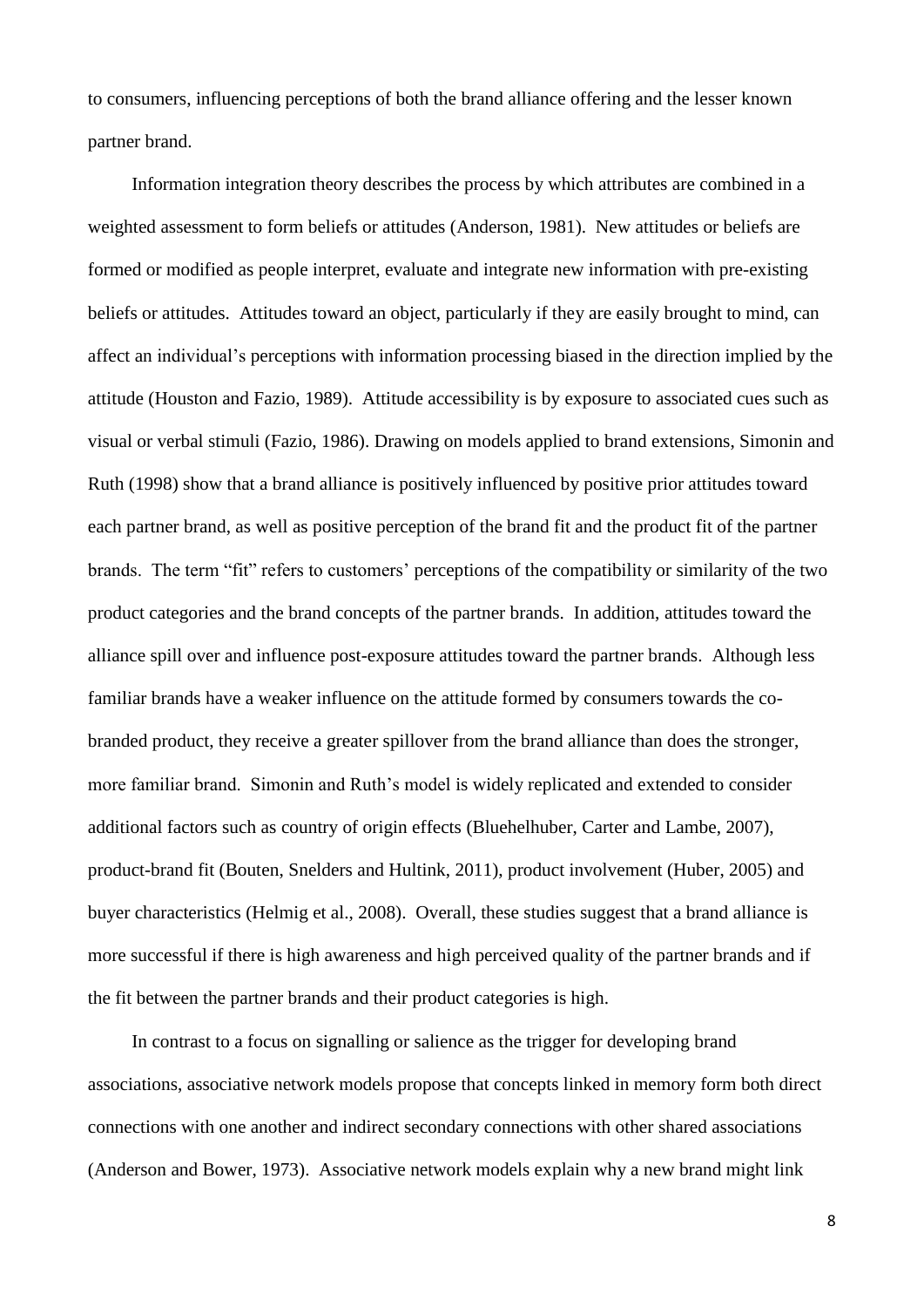to consumers, influencing perceptions of both the brand alliance offering and the lesser known partner brand.

Information integration theory describes the process by which attributes are combined in a weighted assessment to form beliefs or attitudes (Anderson, 1981). New attitudes or beliefs are formed or modified as people interpret, evaluate and integrate new information with pre-existing beliefs or attitudes. Attitudes toward an object, particularly if they are easily brought to mind, can affect an individual's perceptions with information processing biased in the direction implied by the attitude (Houston and Fazio, 1989). Attitude accessibility is by exposure to associated cues such as visual or verbal stimuli (Fazio, 1986). Drawing on models applied to brand extensions, Simonin and Ruth (1998) show that a brand alliance is positively influenced by positive prior attitudes toward each partner brand, as well as positive perception of the brand fit and the product fit of the partner brands. The term "fit" refers to customers' perceptions of the compatibility or similarity of the two product categories and the brand concepts of the partner brands. In addition, attitudes toward the alliance spill over and influence post-exposure attitudes toward the partner brands. Although less familiar brands have a weaker influence on the attitude formed by consumers towards the co-branded product, they receive a greater spillover from the brand alliance than does the stronger, more familiar brand. Simonin and Ruth's model is widely replicated and extended to consider additional factors such as country of origin effects (Bluehelhuber, Carter and Lambe, 2007), product-brand fit (Bouten, Snelders and Hultink, 2011), product involvement (Huber, 2005) and buyer characteristics (Helmig et al., 2008). Overall, these studies suggest that a brand alliance is more successful if there is high awareness and high perceived quality of the partner brands and if the fit between the partner brands and their product categories is high.

In contrast to a focus on signalling or salience as the trigger for developing brand associations, associative network models propose that concepts linked in memory form both direct connections with one another and indirect secondary connections with other shared associations (Anderson and Bower, 1973). Associative network models explain why a new brand might link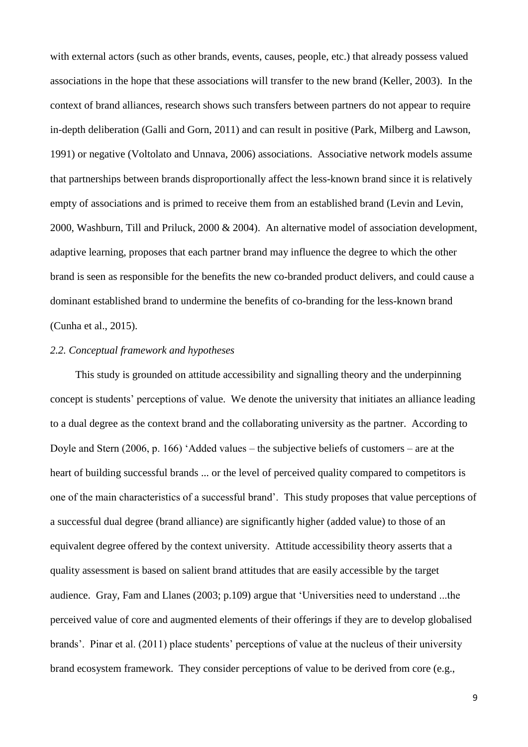with external actors (such as other brands, events, causes, people, etc.) that already possess valued associations in the hope that these associations will transfer to the new brand (Keller, 2003). In the context of brand alliances, research shows such transfers between partners do not appear to require in-depth deliberation (Galli and Gorn, 2011) and can result in positive (Park, Milberg and Lawson, 1991) or negative (Voltolato and Unnava, 2006) associations. Associative network models assume that partnerships between brands disproportionally affect the less-known brand since it is relatively empty of associations and is primed to receive them from an established brand (Levin and Levin, 2000, Washburn, Till and Priluck, 2000 & 2004). An alternative model of association development, adaptive learning, proposes that each partner brand may influence the degree to which the other brand is seen as responsible for the benefits the new co-branded product delivers, and could cause a dominant established brand to undermine the benefits of co-branding for the less-known brand (Cunha et al., 2015).

### *2.2. Conceptual framework and hypotheses*

This study is grounded on attitude accessibility and signalling theory and the underpinning concept is students' perceptions of value. We denote the university that initiates an alliance leading to a dual degree as the context brand and the collaborating university as the partner. According to Doyle and Stern (2006, p. 166) 'Added values – the subjective beliefs of customers – are at the heart of building successful brands ... or the level of perceived quality compared to competitors is one of the main characteristics of a successful brand'. This study proposes that value perceptions of a successful dual degree (brand alliance) are significantly higher (added value) to those of an equivalent degree offered by the context university. Attitude accessibility theory asserts that a quality assessment is based on salient brand attitudes that are easily accessible by the target audience. Gray, Fam and Llanes (2003; p.109) argue that 'Universities need to understand ...the perceived value of core and augmented elements of their offerings if they are to develop globalised brands'. Pinar et al. (2011) place students' perceptions of value at the nucleus of their university brand ecosystem framework. They consider perceptions of value to be derived from core (e.g.,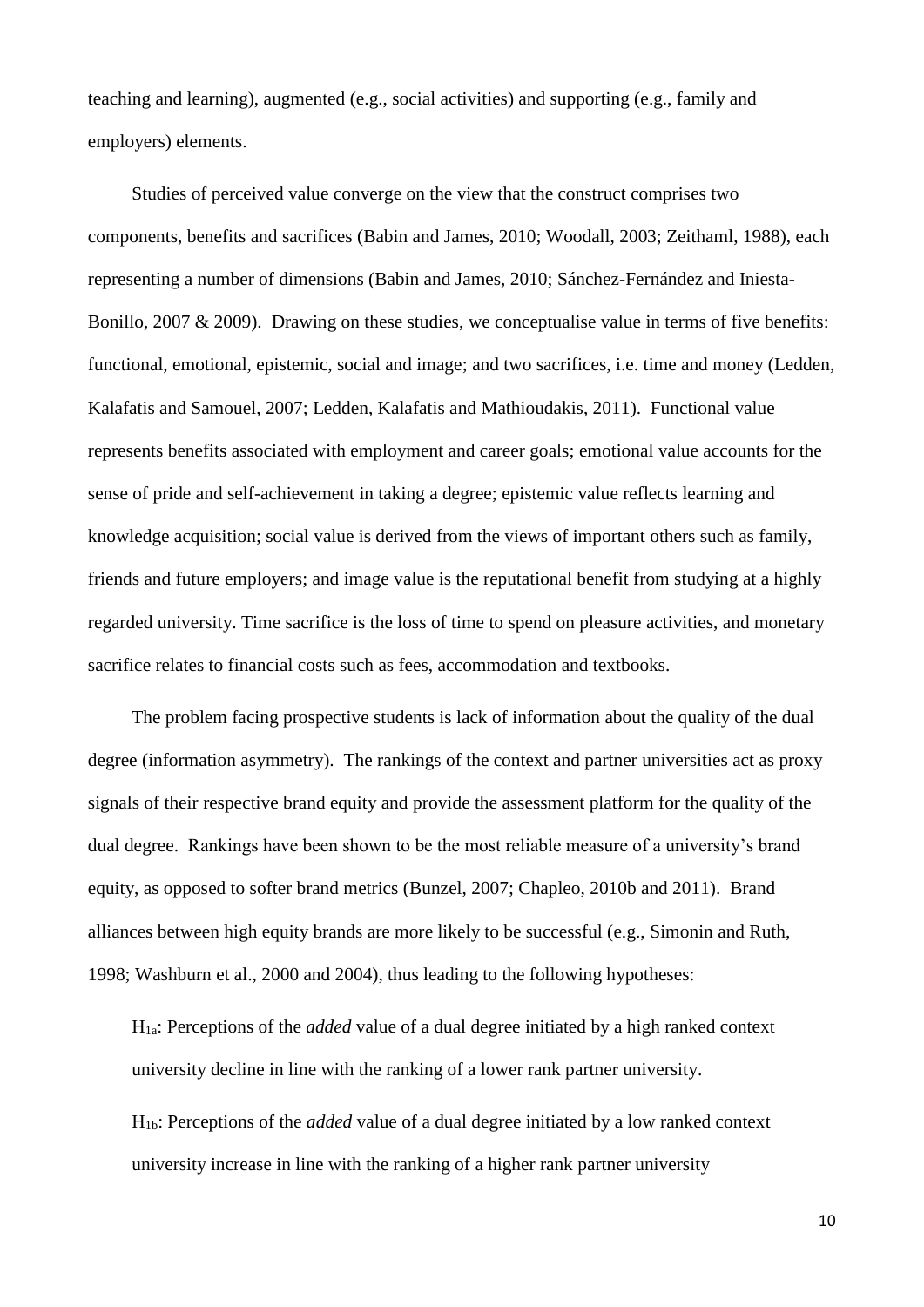teaching and learning), augmented (e.g., social activities) and supporting (e.g., family and employers) elements.

Studies of perceived value converge on the view that the construct comprises two components, benefits and sacrifices (Babin and James, 2010; Woodall, 2003; Zeithaml, 1988), each representing a number of dimensions (Babin and James, 2010; Sánchez-Fernández and Iniesta-Bonillo, 2007 & 2009). Drawing on these studies, we conceptualise value in terms of five benefits: functional, emotional, epistemic, social and image; and two sacrifices, i.e. time and money (Ledden, Kalafatis and Samouel, 2007; Ledden, Kalafatis and Mathioudakis, 2011). Functional value represents benefits associated with employment and career goals; emotional value accounts for the sense of pride and self-achievement in taking a degree; epistemic value reflects learning and knowledge acquisition; social value is derived from the views of important others such as family, friends and future employers; and image value is the reputational benefit from studying at a highly regarded university. Time sacrifice is the loss of time to spend on pleasure activities, and monetary sacrifice relates to financial costs such as fees, accommodation and textbooks.

The problem facing prospective students is lack of information about the quality of the dual degree (information asymmetry). The rankings of the context and partner universities act as proxy signals of their respective brand equity and provide the assessment platform for the quality of the dual degree. Rankings have been shown to be the most reliable measure of a university's brand equity, as opposed to softer brand metrics (Bunzel, 2007; Chapleo, 2010b and 2011). Brand alliances between high equity brands are more likely to be successful (e.g., Simonin and Ruth, 1998; Washburn et al., 2000 and 2004), thus leading to the following hypotheses:

$H_{1a}$: Perceptions of the *added* value of a dual degree initiated by a high ranked context university decline in line with the ranking of a lower rank partner university.

$H_{1b}$: Perceptions of the *added* value of a dual degree initiated by a low ranked context university increase in line with the ranking of a higher rank partner university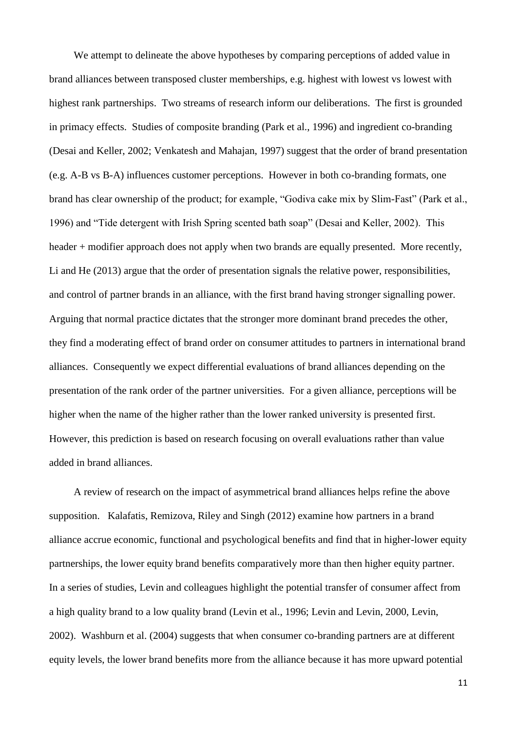We attempt to delineate the above hypotheses by comparing perceptions of added value in brand alliances between transposed cluster memberships, e.g. highest with lowest vs lowest with highest rank partnerships. Two streams of research inform our deliberations. The first is grounded in primacy effects. Studies of composite branding (Park et al., 1996) and ingredient co-branding (Desai and Keller, 2002; Venkatesh and Mahajan, 1997) suggest that the order of brand presentation (e.g. A-B vs B-A) influences customer perceptions. However in both co-branding formats, one brand has clear ownership of the product; for example, "Godiva cake mix by Slim-Fast" (Park et al., 1996) and "Tide detergent with Irish Spring scented bath soap" (Desai and Keller, 2002). This header + modifier approach does not apply when two brands are equally presented. More recently, Li and He (2013) argue that the order of presentation signals the relative power, responsibilities, and control of partner brands in an alliance, with the first brand having stronger signalling power. Arguing that normal practice dictates that the stronger more dominant brand precedes the other, they find a moderating effect of brand order on consumer attitudes to partners in international brand alliances. Consequently we expect differential evaluations of brand alliances depending on the presentation of the rank order of the partner universities. For a given alliance, perceptions will be higher when the name of the higher rather than the lower ranked university is presented first. However, this prediction is based on research focusing on overall evaluations rather than value added in brand alliances.

A review of research on the impact of asymmetrical brand alliances helps refine the above supposition. Kalafatis, Remizova, Riley and Singh (2012) examine how partners in a brand alliance accrue economic, functional and psychological benefits and find that in higher-lower equity partnerships, the lower equity brand benefits comparatively more than then higher equity partner. In a series of studies, Levin and colleagues highlight the potential transfer of consumer affect from a high quality brand to a low quality brand (Levin et al., 1996; Levin and Levin, 2000, Levin, 2002). Washburn et al. (2004) suggests that when consumer co-branding partners are at different equity levels, the lower brand benefits more from the alliance because it has more upward potential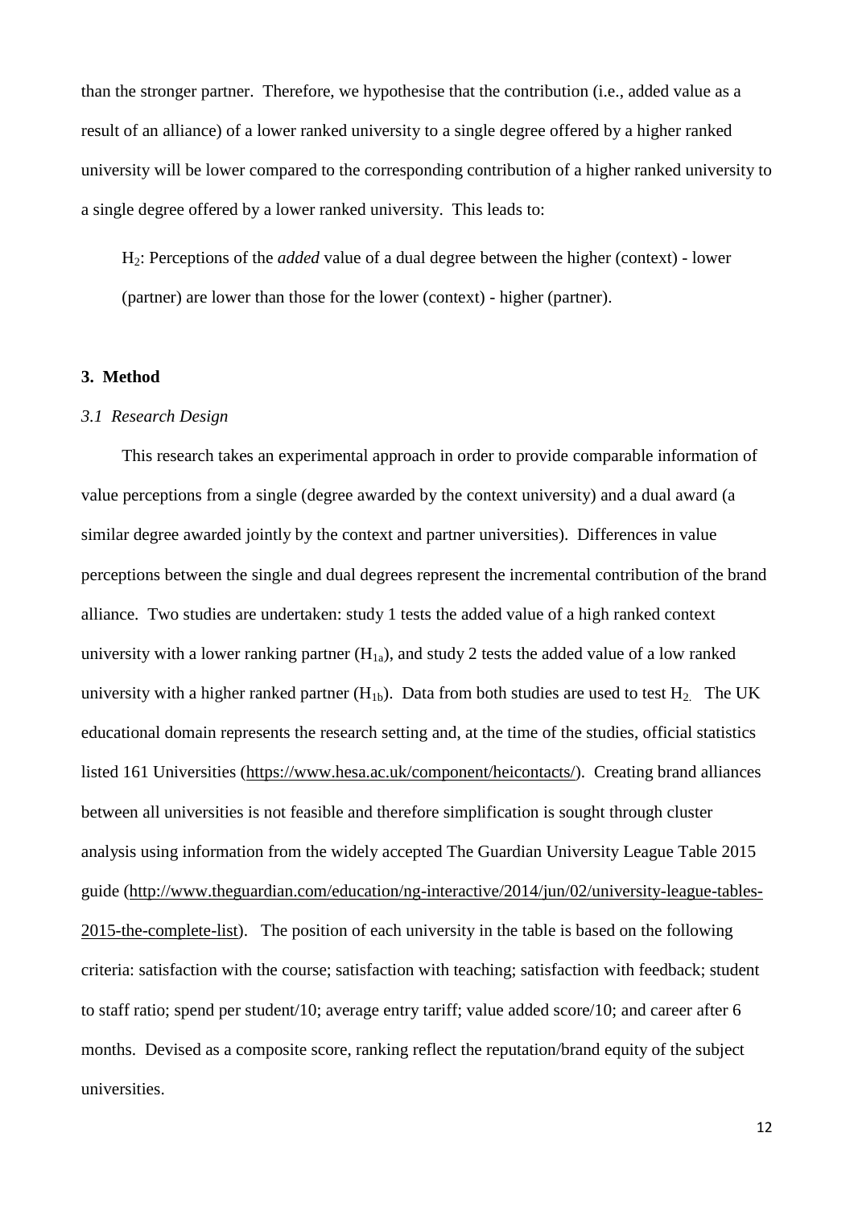than the stronger partner. Therefore, we hypothesise that the contribution (i.e., added value as a result of an alliance) of a lower ranked university to a single degree offered by a higher ranked university will be lower compared to the corresponding contribution of a higher ranked university to a single degree offered by a lower ranked university. This leads to:

$H_2$: Perceptions of the *added* value of a dual degree between the higher (context) - lower (partner) are lower than those for the lower (context) - higher (partner).

## 3. Method

### *3.1 Research Design*

This research takes an experimental approach in order to provide comparable information of value perceptions from a single (degree awarded by the context university) and a dual award (a similar degree awarded jointly by the context and partner universities). Differences in value perceptions between the single and dual degrees represent the incremental contribution of the brand alliance. Two studies are undertaken: study 1 tests the added value of a high ranked context university with a lower ranking partner ($H_{1a}$), and study 2 tests the added value of a low ranked university with a higher ranked partner ($H_{1b}$). Data from both studies are used to test $H_2$. The UK educational domain represents the research setting and, at the time of the studies, official statistics listed 161 Universities (https://www.hesa.ac.uk/component/heicontacts/). Creating brand alliances between all universities is not feasible and therefore simplification is sought through cluster analysis using information from the widely accepted The Guardian University League Table 2015 guide (http://www.theguardian.com/education/ng-interactive/2014/jun/02/university-league-tables-2015-the-complete-list). The position of each university in the table is based on the following criteria: satisfaction with the course; satisfaction with teaching; satisfaction with feedback; student to staff ratio; spend per student/10; average entry tariff; value added score/10; and career after 6 months. Devised as a composite score, ranking reflect the reputation/brand equity of the subject universities.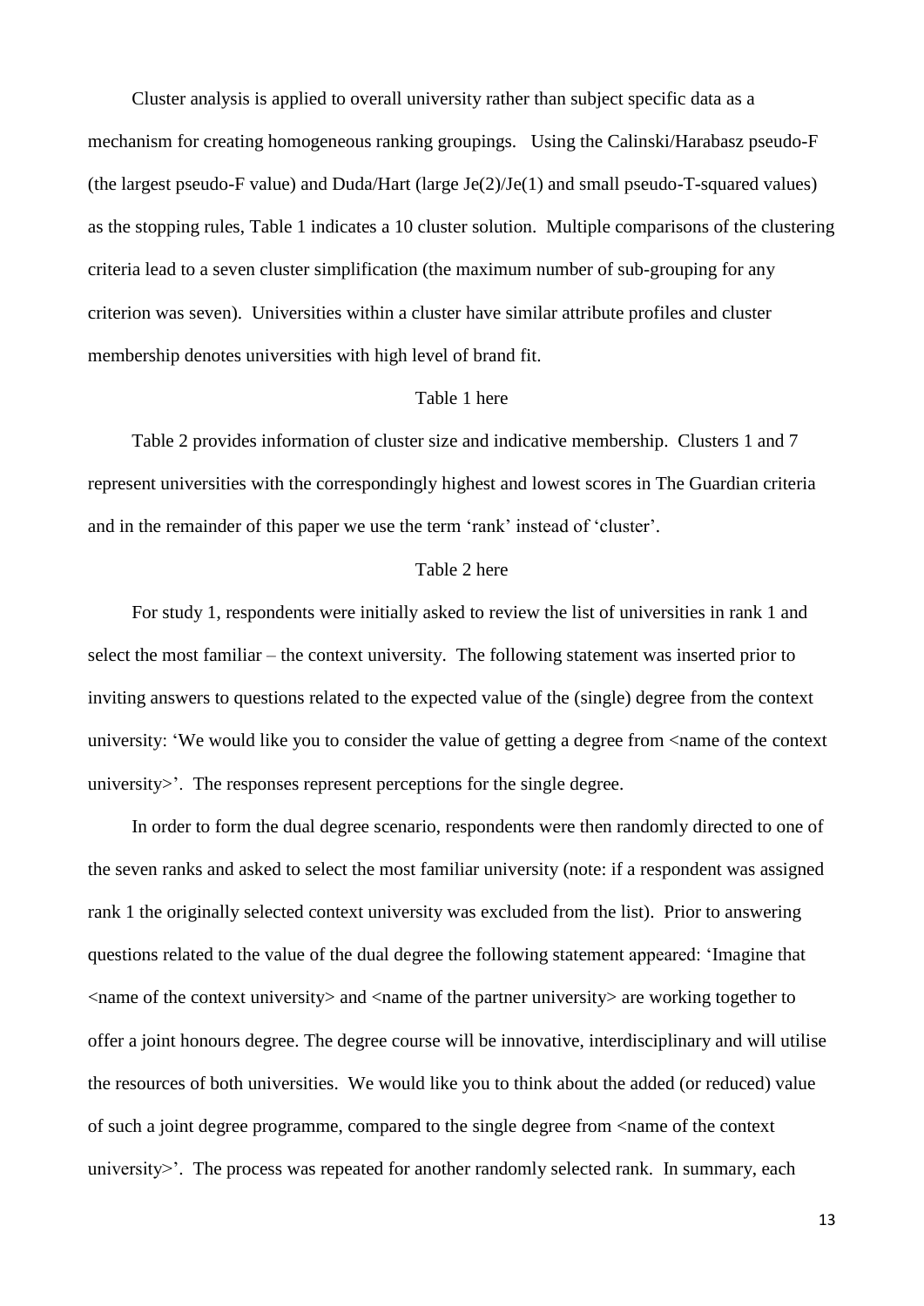Cluster analysis is applied to overall university rather than subject specific data as a mechanism for creating homogeneous ranking groupings. Using the Calinski/Harabasz pseudo-F (the largest pseudo-F value) and Duda/Hart (large Je(2)/Je(1) and small pseudo-T-squared values) as the stopping rules, Table 1 indicates a 10 cluster solution. Multiple comparisons of the clustering criteria lead to a seven cluster simplification (the maximum number of sub-grouping for any criterion was seven). Universities within a cluster have similar attribute profiles and cluster membership denotes universities with high level of brand fit.

Table 1 here

Table 2 provides information of cluster size and indicative membership. Clusters 1 and 7 represent universities with the correspondingly highest and lowest scores in The Guardian criteria and in the remainder of this paper we use the term 'rank' instead of 'cluster'.

Table 2 here

For study 1, respondents were initially asked to review the list of universities in rank 1 and select the most familiar – the context university. The following statement was inserted prior to inviting answers to questions related to the expected value of the (single) degree from the context university: 'We would like you to consider the value of getting a degree from <name of the context university>'. The responses represent perceptions for the single degree.

In order to form the dual degree scenario, respondents were then randomly directed to one of the seven ranks and asked to select the most familiar university (note: if a respondent was assigned rank 1 the originally selected context university was excluded from the list). Prior to answering questions related to the value of the dual degree the following statement appeared: 'Imagine that <name of the context university> and <name of the partner university> are working together to offer a joint honours degree. The degree course will be innovative, interdisciplinary and will utilise the resources of both universities. We would like you to think about the added (or reduced) value of such a joint degree programme, compared to the single degree from <name of the context university>'. The process was repeated for another randomly selected rank. In summary, each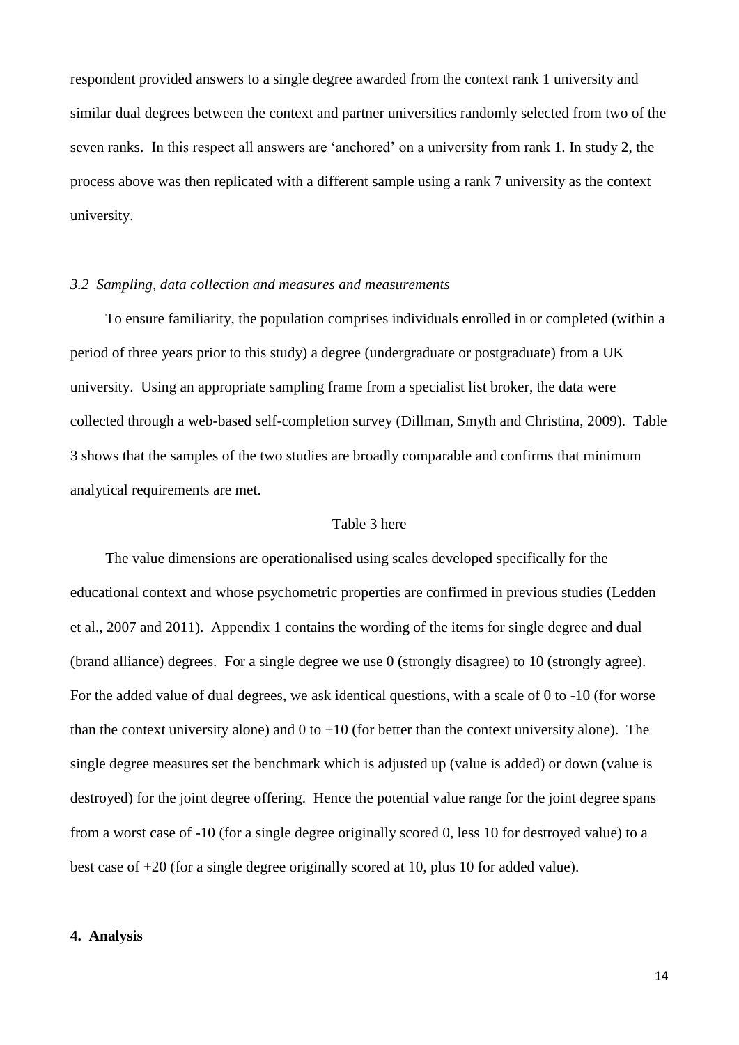respondent provided answers to a single degree awarded from the context rank 1 university and similar dual degrees between the context and partner universities randomly selected from two of the seven ranks. In this respect all answers are 'anchored' on a university from rank 1. In study 2, the process above was then replicated with a different sample using a rank 7 university as the context university.

### *3.2 Sampling, data collection and measures and measurements*

To ensure familiarity, the population comprises individuals enrolled in or completed (within a period of three years prior to this study) a degree (undergraduate or postgraduate) from a UK university. Using an appropriate sampling frame from a specialist list broker, the data were collected through a web-based self-completion survey (Dillman, Smyth and Christina, 2009). Table 3 shows that the samples of the two studies are broadly comparable and confirms that minimum analytical requirements are met.

Table 3 here

The value dimensions are operationalised using scales developed specifically for the educational context and whose psychometric properties are confirmed in previous studies (Ledden et al., 2007 and 2011). Appendix 1 contains the wording of the items for single degree and dual (brand alliance) degrees. For a single degree we use 0 (strongly disagree) to 10 (strongly agree). For the added value of dual degrees, we ask identical questions, with a scale of 0 to -10 (for worse than the context university alone) and 0 to +10 (for better than the context university alone). The single degree measures set the benchmark which is adjusted up (value is added) or down (value is destroyed) for the joint degree offering. Hence the potential value range for the joint degree spans from a worst case of -10 (for a single degree originally scored 0, less 10 for destroyed value) to a best case of +20 (for a single degree originally scored at 10, plus 10 for added value).

## 4. Analysis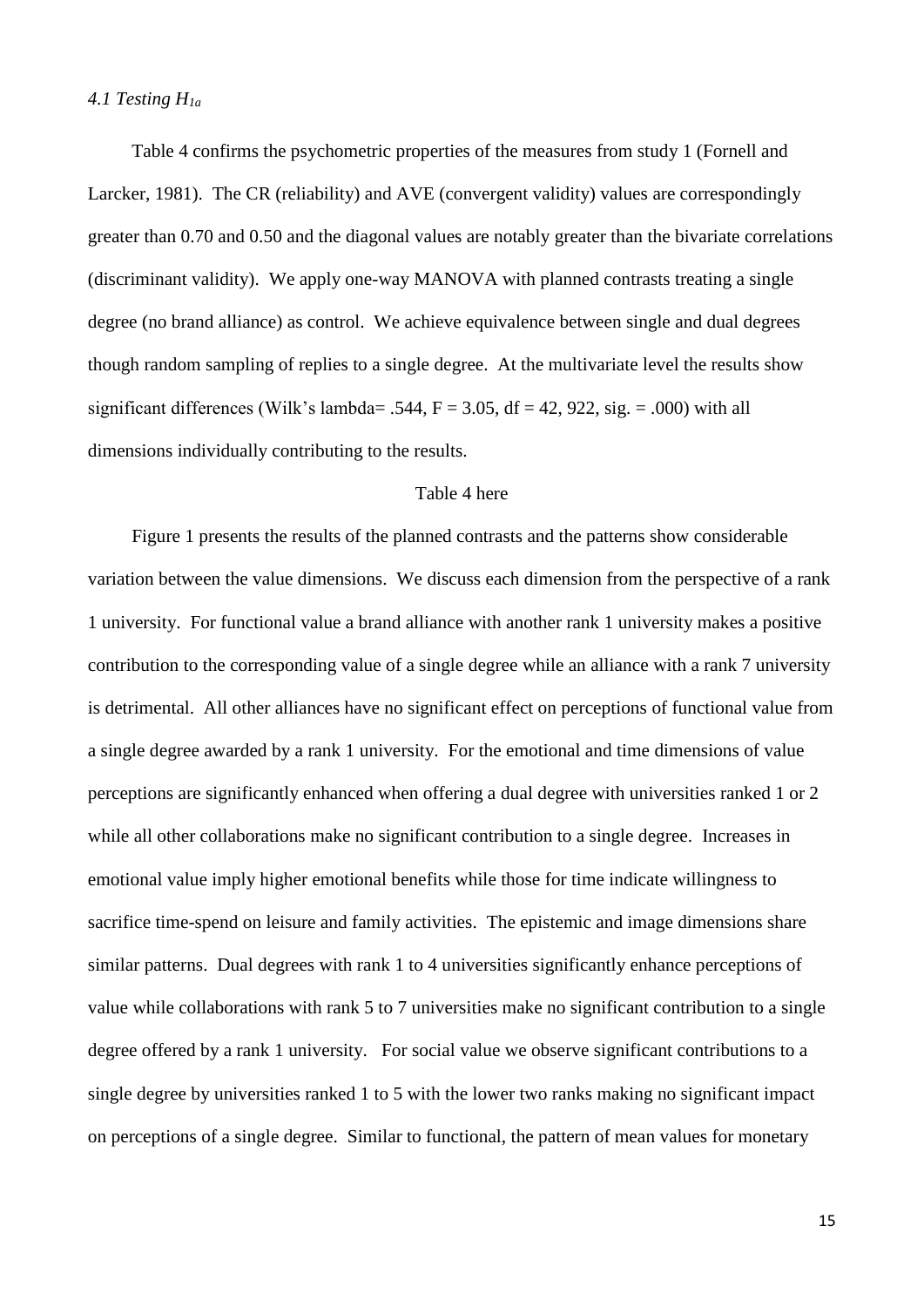### *4.1 Testing $H_{1a}$*

Table 4 confirms the psychometric properties of the measures from study 1 (Fornell and Larcker, 1981). The CR (reliability) and AVE (convergent validity) values are correspondingly greater than 0.70 and 0.50 and the diagonal values are notably greater than the bivariate correlations (discriminant validity). We apply one-way MANOVA with planned contrasts treating a single degree (no brand alliance) as control. We achieve equivalence between single and dual degrees though random sampling of replies to a single degree. At the multivariate level the results show significant differences (Wilk's lambda= .544, $F = 3.05$, df = 42, 922, sig. = .000) with all dimensions individually contributing to the results.

Table 4 here

Figure 1 presents the results of the planned contrasts and the patterns show considerable variation between the value dimensions. We discuss each dimension from the perspective of a rank 1 university. For functional value a brand alliance with another rank 1 university makes a positive contribution to the corresponding value of a single degree while an alliance with a rank 7 university is detrimental. All other alliances have no significant effect on perceptions of functional value from a single degree awarded by a rank 1 university. For the emotional and time dimensions of value perceptions are significantly enhanced when offering a dual degree with universities ranked 1 or 2 while all other collaborations make no significant contribution to a single degree. Increases in emotional value imply higher emotional benefits while those for time indicate willingness to sacrifice time-spend on leisure and family activities. The epistemic and image dimensions share similar patterns. Dual degrees with rank 1 to 4 universities significantly enhance perceptions of value while collaborations with rank 5 to 7 universities make no significant contribution to a single degree offered by a rank 1 university. For social value we observe significant contributions to a single degree by universities ranked 1 to 5 with the lower two ranks making no significant impact on perceptions of a single degree. Similar to functional, the pattern of mean values for monetary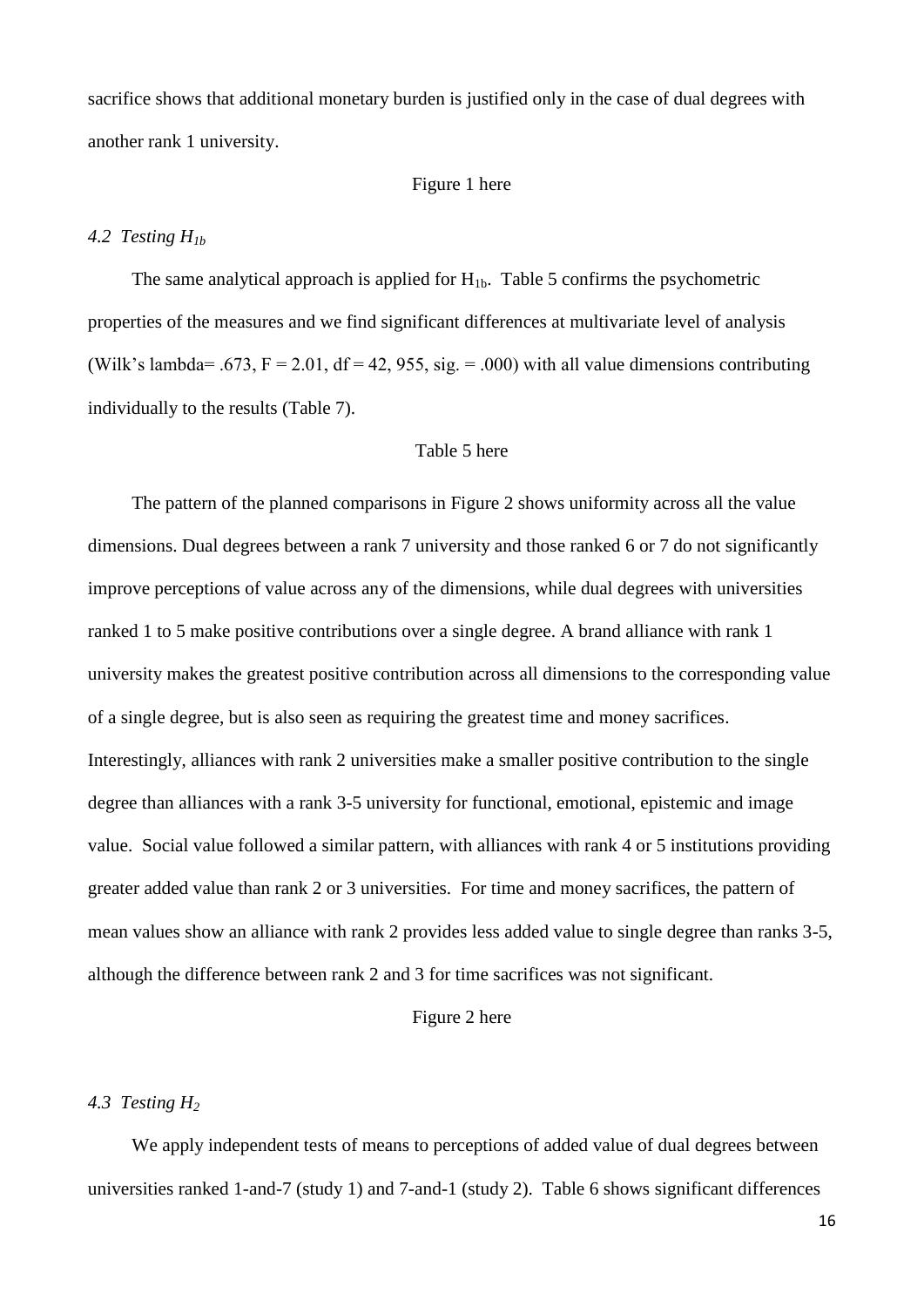sacrifice shows that additional monetary burden is justified only in the case of dual degrees with another rank 1 university.

Figure 1 here

### *4.2 Testing $H_{1b}$*

The same analytical approach is applied for $H_{1b}$. Table 5 confirms the psychometric properties of the measures and we find significant differences at multivariate level of analysis (Wilk's lambda= .673, F = 2.01, df = 42, 955, sig. = .000) with all value dimensions contributing individually to the results (Table 7).

Table 5 here

The pattern of the planned comparisons in Figure 2 shows uniformity across all the value dimensions. Dual degrees between a rank 7 university and those ranked 6 or 7 do not significantly improve perceptions of value across any of the dimensions, while dual degrees with universities ranked 1 to 5 make positive contributions over a single degree. A brand alliance with rank 1 university makes the greatest positive contribution across all dimensions to the corresponding value of a single degree, but is also seen as requiring the greatest time and money sacrifices. Interestingly, alliances with rank 2 universities make a smaller positive contribution to the single degree than alliances with a rank 3-5 university for functional, emotional, epistemic and image value. Social value followed a similar pattern, with alliances with rank 4 or 5 institutions providing greater added value than rank 2 or 3 universities. For time and money sacrifices, the pattern of mean values show an alliance with rank 2 provides less added value to single degree than ranks 3-5, although the difference between rank 2 and 3 for time sacrifices was not significant.

Figure 2 here

### *4.3 Testing $H_2$*

We apply independent tests of means to perceptions of added value of dual degrees between universities ranked 1-and-7 (study 1) and 7-and-1 (study 2). Table 6 shows significant differences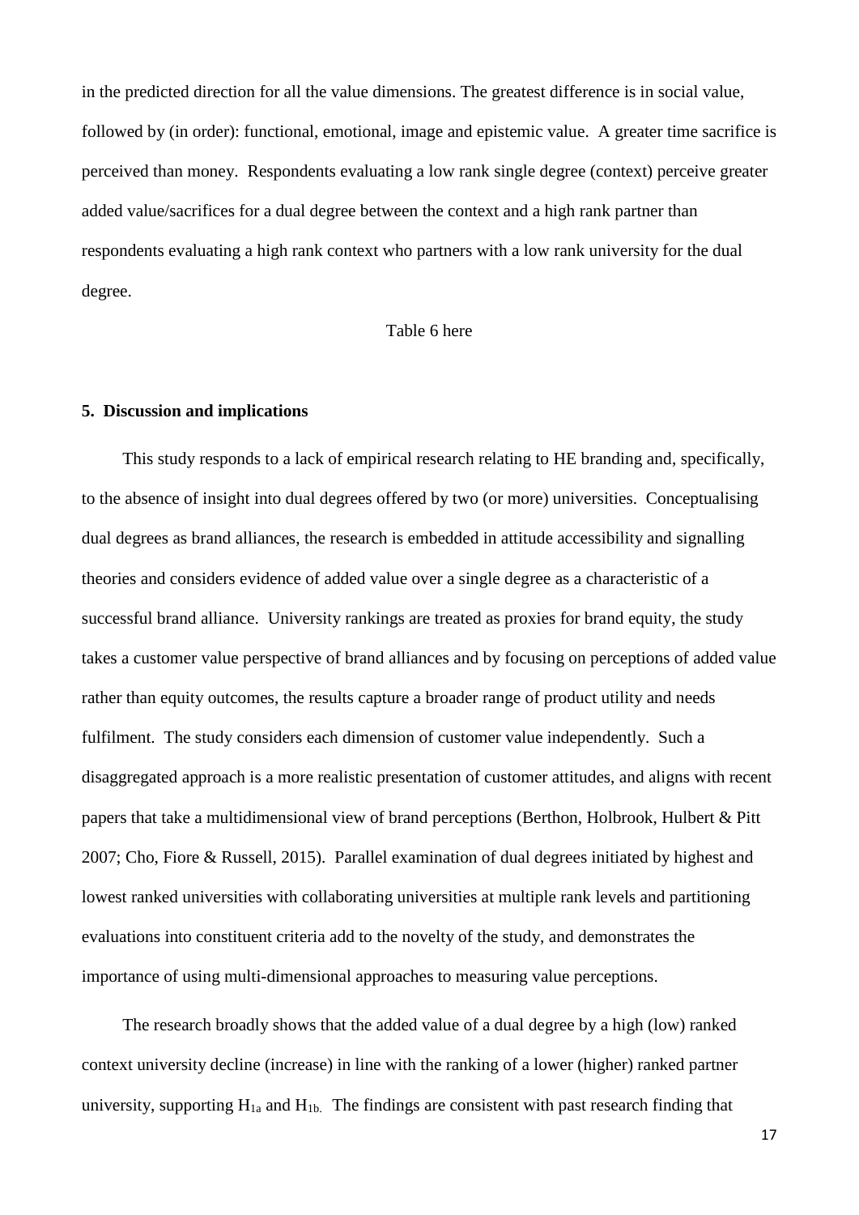in the predicted direction for all the value dimensions. The greatest difference is in social value, followed by (in order): functional, emotional, image and epistemic value. A greater time sacrifice is perceived than money. Respondents evaluating a low rank single degree (context) perceive greater added value/sacrifices for a dual degree between the context and a high rank partner than respondents evaluating a high rank context who partners with a low rank university for the dual degree.

Table 6 here

## 5. Discussion and implications

This study responds to a lack of empirical research relating to HE branding and, specifically, to the absence of insight into dual degrees offered by two (or more) universities. Conceptualising dual degrees as brand alliances, the research is embedded in attitude accessibility and signalling theories and considers evidence of added value over a single degree as a characteristic of a successful brand alliance. University rankings are treated as proxies for brand equity, the study takes a customer value perspective of brand alliances and by focusing on perceptions of added value rather than equity outcomes, the results capture a broader range of product utility and needs fulfilment. The study considers each dimension of customer value independently. Such a disaggregated approach is a more realistic presentation of customer attitudes, and aligns with recent papers that take a multidimensional view of brand perceptions (Berthon, Holbrook, Hulbert & Pitt 2007; Cho, Fiore & Russell, 2015). Parallel examination of dual degrees initiated by highest and lowest ranked universities with collaborating universities at multiple rank levels and partitioning evaluations into constituent criteria add to the novelty of the study, and demonstrates the importance of using multi-dimensional approaches to measuring value perceptions.

The research broadly shows that the added value of a dual degree by a high (low) ranked context university decline (increase) in line with the ranking of a lower (higher) ranked partner university, supporting $H_{1a}$ and $H_{1b}$. The findings are consistent with past research finding that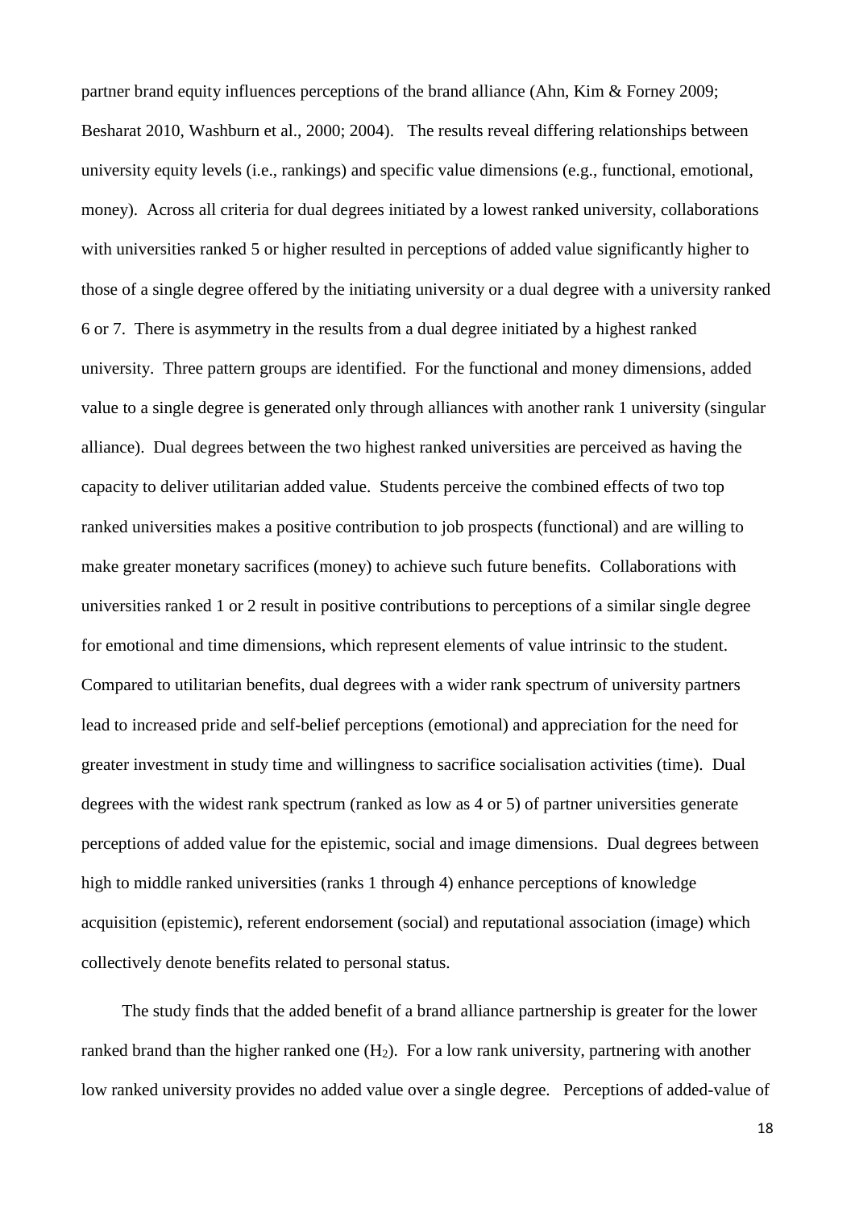partner brand equity influences perceptions of the brand alliance (Ahn, Kim & Forney 2009; Besharat 2010, Washburn et al., 2000; 2004). The results reveal differing relationships between university equity levels (i.e., rankings) and specific value dimensions (e.g., functional, emotional, money). Across all criteria for dual degrees initiated by a lowest ranked university, collaborations with universities ranked 5 or higher resulted in perceptions of added value significantly higher to those of a single degree offered by the initiating university or a dual degree with a university ranked 6 or 7. There is asymmetry in the results from a dual degree initiated by a highest ranked university. Three pattern groups are identified. For the functional and money dimensions, added value to a single degree is generated only through alliances with another rank 1 university (singular alliance). Dual degrees between the two highest ranked universities are perceived as having the capacity to deliver utilitarian added value. Students perceive the combined effects of two top ranked universities makes a positive contribution to job prospects (functional) and are willing to make greater monetary sacrifices (money) to achieve such future benefits. Collaborations with universities ranked 1 or 2 result in positive contributions to perceptions of a similar single degree for emotional and time dimensions, which represent elements of value intrinsic to the student. Compared to utilitarian benefits, dual degrees with a wider rank spectrum of university partners lead to increased pride and self-belief perceptions (emotional) and appreciation for the need for greater investment in study time and willingness to sacrifice socialisation activities (time). Dual degrees with the widest rank spectrum (ranked as low as 4 or 5) of partner universities generate perceptions of added value for the epistemic, social and image dimensions. Dual degrees between high to middle ranked universities (ranks 1 through 4) enhance perceptions of knowledge acquisition (epistemic), referent endorsement (social) and reputational association (image) which collectively denote benefits related to personal status.

The study finds that the added benefit of a brand alliance partnership is greater for the lower ranked brand than the higher ranked one ($H_2$). For a low rank university, partnering with another low ranked university provides no added value over a single degree. Perceptions of added-value of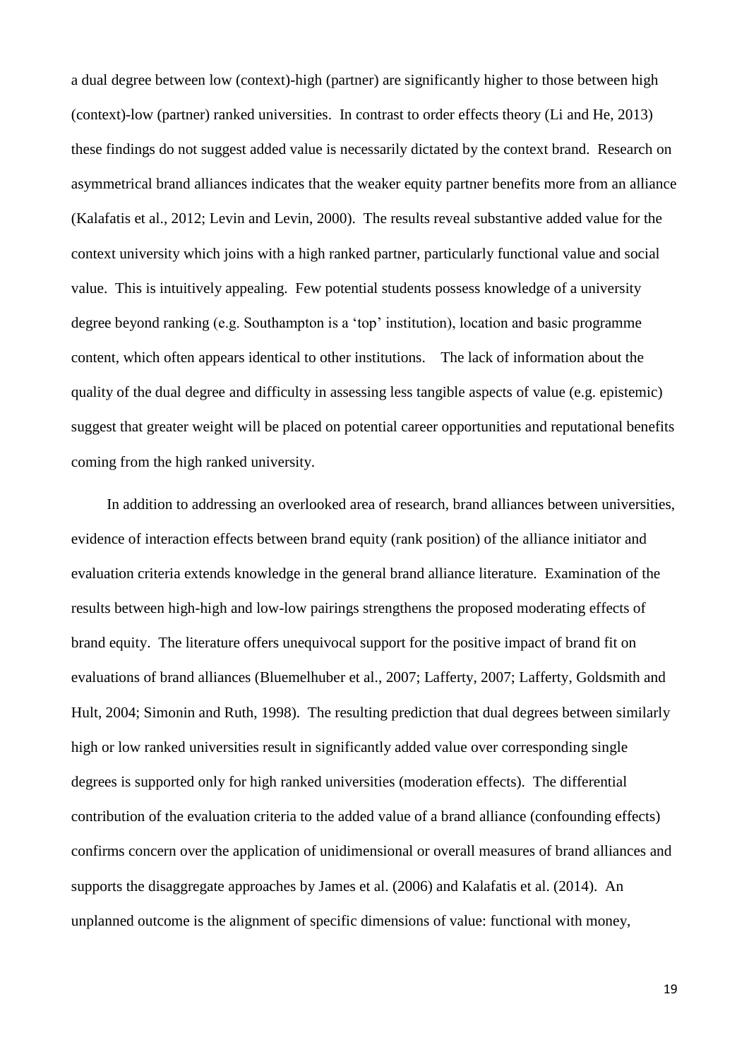a dual degree between low (context)-high (partner) are significantly higher to those between high (context)-low (partner) ranked universities. In contrast to order effects theory (Li and He, 2013) these findings do not suggest added value is necessarily dictated by the context brand. Research on asymmetrical brand alliances indicates that the weaker equity partner benefits more from an alliance (Kalafatis et al., 2012; Levin and Levin, 2000). The results reveal substantive added value for the context university which joins with a high ranked partner, particularly functional value and social value. This is intuitively appealing. Few potential students possess knowledge of a university degree beyond ranking (e.g. Southampton is a 'top' institution), location and basic programme content, which often appears identical to other institutions. The lack of information about the quality of the dual degree and difficulty in assessing less tangible aspects of value (e.g. epistemic) suggest that greater weight will be placed on potential career opportunities and reputational benefits coming from the high ranked university.

In addition to addressing an overlooked area of research, brand alliances between universities, evidence of interaction effects between brand equity (rank position) of the alliance initiator and evaluation criteria extends knowledge in the general brand alliance literature. Examination of the results between high-high and low-low pairings strengthens the proposed moderating effects of brand equity. The literature offers unequivocal support for the positive impact of brand fit on evaluations of brand alliances (Bluemelhuber et al., 2007; Lafferty, 2007; Lafferty, Goldsmith and Hult, 2004; Simonin and Ruth, 1998). The resulting prediction that dual degrees between similarly high or low ranked universities result in significantly added value over corresponding single degrees is supported only for high ranked universities (moderation effects). The differential contribution of the evaluation criteria to the added value of a brand alliance (confounding effects) confirms concern over the application of unidimensional or overall measures of brand alliances and supports the disaggregate approaches by James et al. (2006) and Kalafatis et al. (2014). An unplanned outcome is the alignment of specific dimensions of value: functional with money,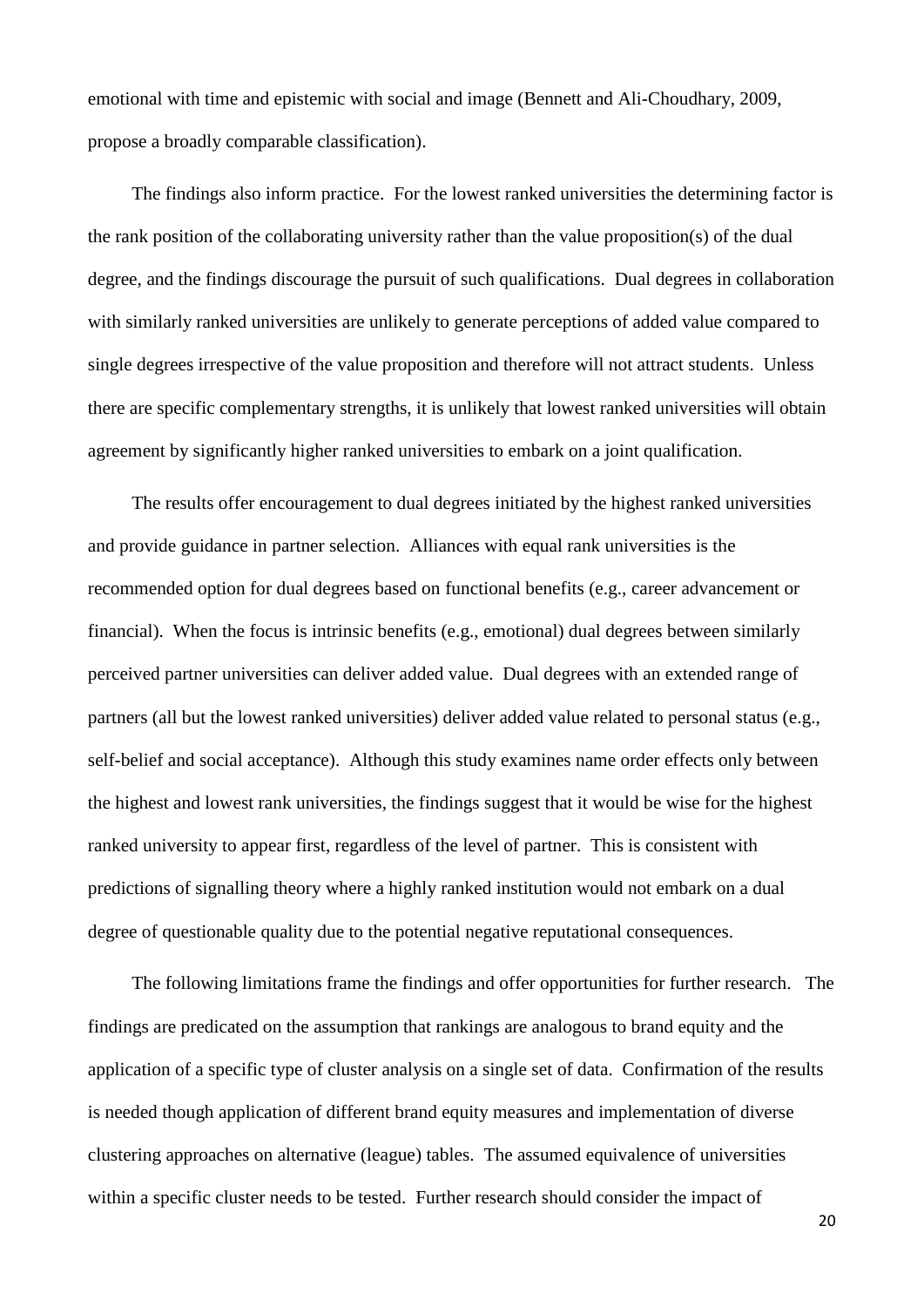emotional with time and epistemic with social and image (Bennett and Ali-Choudhary, 2009, propose a broadly comparable classification).

The findings also inform practice. For the lowest ranked universities the determining factor is the rank position of the collaborating university rather than the value proposition(s) of the dual degree, and the findings discourage the pursuit of such qualifications. Dual degrees in collaboration with similarly ranked universities are unlikely to generate perceptions of added value compared to single degrees irrespective of the value proposition and therefore will not attract students. Unless there are specific complementary strengths, it is unlikely that lowest ranked universities will obtain agreement by significantly higher ranked universities to embark on a joint qualification.

The results offer encouragement to dual degrees initiated by the highest ranked universities and provide guidance in partner selection. Alliances with equal rank universities is the recommended option for dual degrees based on functional benefits (e.g., career advancement or financial). When the focus is intrinsic benefits (e.g., emotional) dual degrees between similarly perceived partner universities can deliver added value. Dual degrees with an extended range of partners (all but the lowest ranked universities) deliver added value related to personal status (e.g., self-belief and social acceptance). Although this study examines name order effects only between the highest and lowest rank universities, the findings suggest that it would be wise for the highest ranked university to appear first, regardless of the level of partner. This is consistent with predictions of signalling theory where a highly ranked institution would not embark on a dual degree of questionable quality due to the potential negative reputational consequences.

The following limitations frame the findings and offer opportunities for further research. The findings are predicated on the assumption that rankings are analogous to brand equity and the application of a specific type of cluster analysis on a single set of data. Confirmation of the results is needed though application of different brand equity measures and implementation of diverse clustering approaches on alternative (league) tables. The assumed equivalence of universities within a specific cluster needs to be tested. Further research should consider the impact of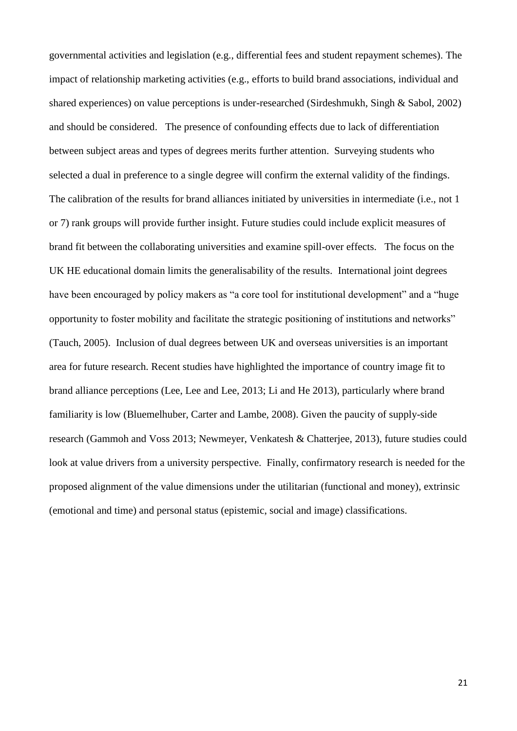governmental activities and legislation (e.g., differential fees and student repayment schemes). The impact of relationship marketing activities (e.g., efforts to build brand associations, individual and shared experiences) on value perceptions is under-researched (Sirdeshmukh, Singh & Sabol, 2002) and should be considered. The presence of confounding effects due to lack of differentiation between subject areas and types of degrees merits further attention. Surveying students who selected a dual in preference to a single degree will confirm the external validity of the findings. The calibration of the results for brand alliances initiated by universities in intermediate (i.e., not 1 or 7) rank groups will provide further insight. Future studies could include explicit measures of brand fit between the collaborating universities and examine spill-over effects. The focus on the UK HE educational domain limits the generalisability of the results. International joint degrees have been encouraged by policy makers as "a core tool for institutional development" and a "huge opportunity to foster mobility and facilitate the strategic positioning of institutions and networks" (Tauch, 2005). Inclusion of dual degrees between UK and overseas universities is an important area for future research. Recent studies have highlighted the importance of country image fit to brand alliance perceptions (Lee, Lee and Lee, 2013; Li and He 2013), particularly where brand familiarity is low (Bluemelhuber, Carter and Lambe, 2008). Given the paucity of supply-side research (Gammoh and Voss 2013; Newmeyer, Venkatesh & Chatterjee, 2013), future studies could look at value drivers from a university perspective. Finally, confirmatory research is needed for the proposed alignment of the value dimensions under the utilitarian (functional and money), extrinsic (emotional and time) and personal status (epistemic, social and image) classifications.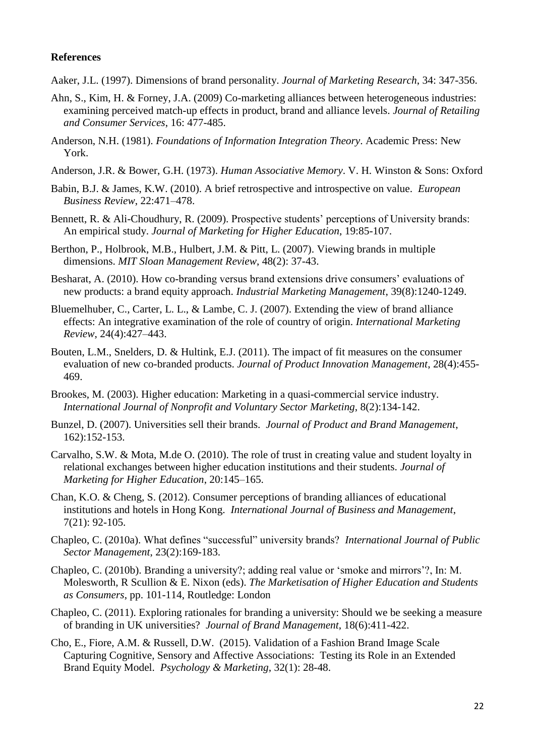**References**

Aaker, J.L. (1997). Dimensions of brand personality. *Journal of Marketing Research*, 34: 347-356.

Ahn, S., Kim, H. & Forney, J.A. (2009) Co-marketing alliances between heterogeneous industries: examining perceived match-up effects in product, brand and alliance levels. *Journal of Retailing and Consumer Services*, 16: 477-485.

Anderson, N.H. (1981). *Foundations of Information Integration Theory*. Academic Press: New York.

Anderson, J.R. & Bower, G.H. (1973). *Human Associative Memory*. V. H. Winston & Sons: Oxford

Babin, B.J. & James, K.W. (2010). A brief retrospective and introspective on value. *European Business Review*, 22:471–478.

Bennett, R. & Ali-Choudhury, R. (2009). Prospective students' perceptions of University brands: An empirical study. *Journal of Marketing for Higher Education*, 19:85-107.

Berthon, P., Holbrook, M.B., Hulbert, J.M. & Pitt, L. (2007). Viewing brands in multiple dimensions. *MIT Sloan Management Review*, 48(2): 37-43.

Besharat, A. (2010). How co-branding versus brand extensions drive consumers' evaluations of new products: a brand equity approach. *Industrial Marketing Management*, 39(8):1240-1249.

Bluemelhuber, C., Carter, L. L., & Lambe, C. J. (2007). Extending the view of brand alliance effects: An integrative examination of the role of country of origin. *International Marketing Review*, 24(4):427–443.

Bouten, L.M., Snelders, D. & Hultink, E.J. (2011). The impact of fit measures on the consumer evaluation of new co-branded products. *Journal of Product Innovation Management*, 28(4):455-469.

Brookes, M. (2003). Higher education: Marketing in a quasi-commercial service industry. *International Journal of Nonprofit and Voluntary Sector Marketing*, 8(2):134-142.

Bunzel, D. (2007). Universities sell their brands. *Journal of Product and Brand Management*, 162):152-153.

Carvalho, S.W. & Mota, M.de O. (2010). The role of trust in creating value and student loyalty in relational exchanges between higher education institutions and their students. *Journal of Marketing for Higher Education*, 20:145–165.

Chan, K.O. & Cheng, S. (2012). Consumer perceptions of branding alliances of educational institutions and hotels in Hong Kong. *International Journal of Business and Management*, 7(21): 92-105.

Chapleo, C. (2010a). What defines "successful" university brands? *International Journal of Public Sector Management*, 23(2):169-183.

Chapleo, C. (2010b). Branding a university?; adding real value or 'smoke and mirrors'?, In: M. Molesworth, R Scullion & E. Nixon (eds). *The Marketisation of Higher Education and Students as Consumers*, pp. 101-114, Routledge: London

Chapleo, C. (2011). Exploring rationales for branding a university: Should we be seeking a measure of branding in UK universities? *Journal of Brand Management*, 18(6):411-422.

Cho, E., Fiore, A.M. & Russell, D.W. (2015). Validation of a Fashion Brand Image Scale Capturing Cognitive, Sensory and Affective Associations: Testing its Role in an Extended Brand Equity Model. *Psychology & Marketing*, 32(1): 28-48.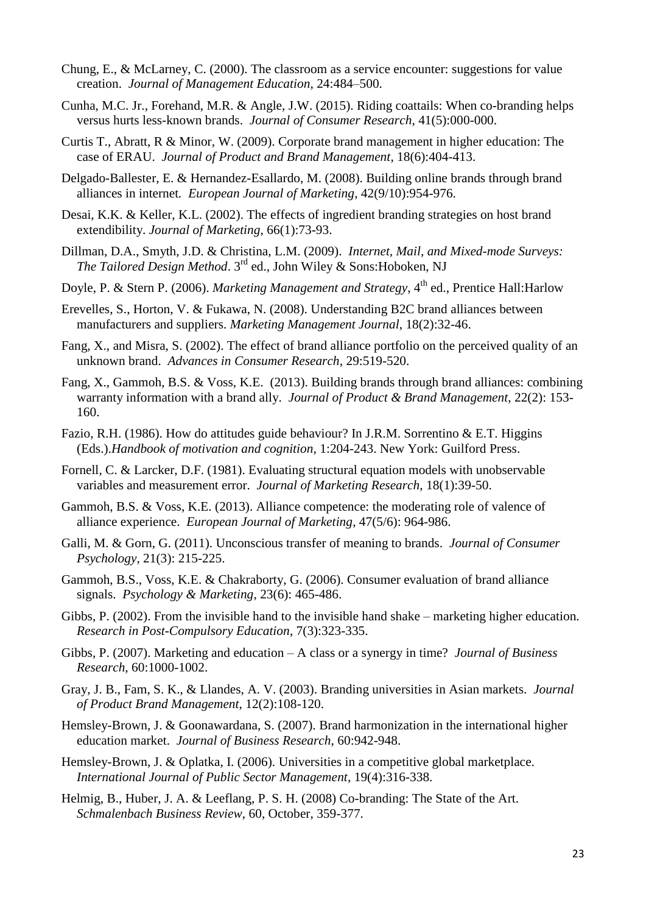Chung, E., & McLarney, C. (2000). The classroom as a service encounter: suggestions for value creation. *Journal of Management Education*, 24:484–500.

Cunha, M.C. Jr., Forehand, M.R. & Angle, J.W. (2015). Riding coattails: When co-branding helps versus hurts less-known brands. *Journal of Consumer Research*, 41(5):000-000.

Curtis T., Abratt, R & Minor, W. (2009). Corporate brand management in higher education: The case of ERAU. *Journal of Product and Brand Management*, 18(6):404-413.

Delgado-Ballester, E. & Hernandez-Esallardo, M. (2008). Building online brands through brand alliances in internet. *European Journal of Marketing*, 42(9/10):954-976.

Desai, K.K. & Keller, K.L. (2002). The effects of ingredient branding strategies on host brand extendibility. *Journal of Marketing*, 66(1):73-93.

Dillman, D.A., Smyth, J.D. & Christina, L.M. (2009). *Internet, Mail, and Mixed-mode Surveys: The Tailored Design Method*. 3rd ed., John Wiley & Sons:Hoboken, NJ

Doyle, P. & Stern P. (2006). *Marketing Management and Strategy*, 4th ed., Prentice Hall:Harlow

Erevelles, S., Horton, V. & Fukawa, N. (2008). Understanding B2C brand alliances between manufacturers and suppliers. *Marketing Management Journal*, 18(2):32-46.

Fang, X., and Misra, S. (2002). The effect of brand alliance portfolio on the perceived quality of an unknown brand. *Advances in Consumer Research*, 29:519-520.

Fang, X., Gammoh, B.S. & Voss, K.E. (2013). Building brands through brand alliances: combining warranty information with a brand ally. *Journal of Product & Brand Management*, 22(2): 153-160.

Fazio, R.H. (1986). How do attitudes guide behaviour? In J.R.M. Sorrentino & E.T. Higgins (Eds.).*Handbook of motivation and cognition*, 1:204-243. New York: Guilford Press.

Fornell, C. & Larcker, D.F. (1981). Evaluating structural equation models with unobservable variables and measurement error. *Journal of Marketing Research*, 18(1):39-50.

Gammoh, B.S. & Voss, K.E. (2013). Alliance competence: the moderating role of valence of alliance experience. *European Journal of Marketing*, 47(5/6): 964-986.

Galli, M. & Gorn, G. (2011). Unconscious transfer of meaning to brands. *Journal of Consumer Psychology*, 21(3): 215-225.

Gammoh, B.S., Voss, K.E. & Chakraborty, G. (2006). Consumer evaluation of brand alliance signals. *Psychology & Marketing*, 23(6): 465-486.

Gibbs, P. (2002). From the invisible hand to the invisible hand shake – marketing higher education. *Research in Post-Compulsory Education*, 7(3):323-335.

Gibbs, P. (2007). Marketing and education – A class or a synergy in time? *Journal of Business Research*, 60:1000-1002.

Gray, J. B., Fam, S. K., & Llandes, A. V. (2003). Branding universities in Asian markets. *Journal of Product Brand Management*, 12(2):108-120.

Hemsley-Brown, J. & Goonawardana, S. (2007). Brand harmonization in the international higher education market. *Journal of Business Research*, 60:942-948.

Hemsley-Brown, J. & Oplatka, I. (2006). Universities in a competitive global marketplace. *International Journal of Public Sector Management*, 19(4):316-338.

Helmig, B., Huber, J. A. & Leeflang, P. S. H. (2008) Co-branding: The State of the Art. *Schmalenbach Business Review*, 60, October, 359-377.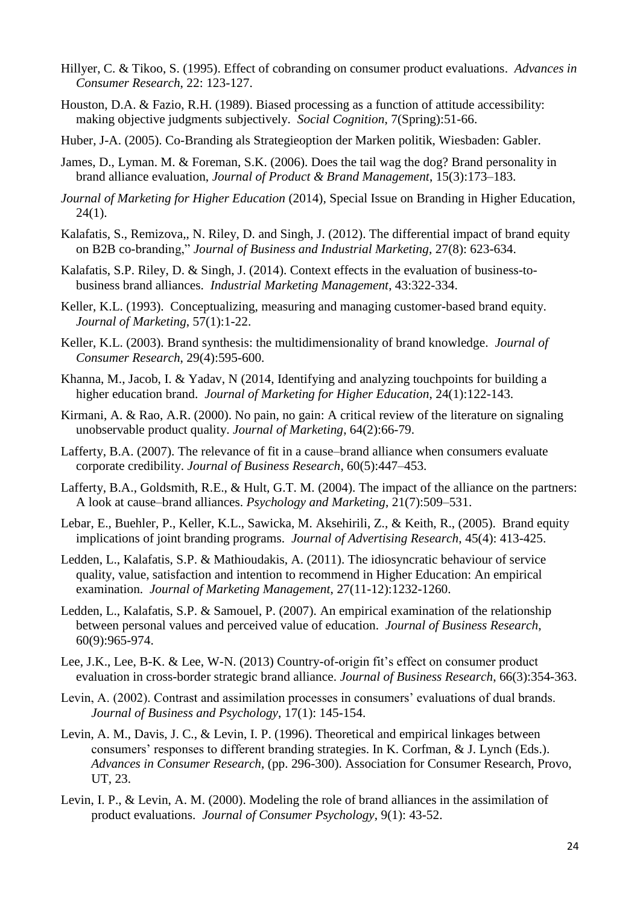Hillyer, C. & Tikoo, S. (1995). Effect of cobranding on consumer product evaluations. *Advances in Consumer Research*, 22: 123-127.

Houston, D.A. & Fazio, R.H. (1989). Biased processing as a function of attitude accessibility: making objective judgments subjectively. *Social Cognition*, 7(Spring):51-66.

Huber, J-A. (2005). Co-Branding als Strategieoption der Marken politik, Wiesbaden: Gabler.

James, D., Lyman. M. & Foreman, S.K. (2006). Does the tail wag the dog? Brand personality in brand alliance evaluation, *Journal of Product & Brand Management*, 15(3):173–183.

*Journal of Marketing for Higher Education* (2014), Special Issue on Branding in Higher Education, 24(1).

Kalafatis, S., Remizova,, N. Riley, D. and Singh, J. (2012). The differential impact of brand equity on B2B co-branding," *Journal of Business and Industrial Marketing*, 27(8): 623-634.

Kalafatis, S.P. Riley, D. & Singh, J. (2014). Context effects in the evaluation of business-to-business brand alliances. *Industrial Marketing Management*, 43:322-334.

Keller, K.L. (1993). Conceptualizing, measuring and managing customer-based brand equity. *Journal of Marketing*, 57(1):1-22.

Keller, K.L. (2003). Brand synthesis: the multidimensionality of brand knowledge. *Journal of Consumer Research*, 29(4):595-600.

Khanna, M., Jacob, I. & Yadav, N (2014, Identifying and analyzing touchpoints for building a higher education brand. *Journal of Marketing for Higher Education*, 24(1):122-143.

Kirmani, A. & Rao, A.R. (2000). No pain, no gain: A critical review of the literature on signaling unobservable product quality. *Journal of Marketing*, 64(2):66-79.

Lafferty, B.A. (2007). The relevance of fit in a cause–brand alliance when consumers evaluate corporate credibility. *Journal of Business Research*, 60(5):447–453.

Lafferty, B.A., Goldsmith, R.E., & Hult, G.T. M. (2004). The impact of the alliance on the partners: A look at cause–brand alliances. *Psychology and Marketing*, 21(7):509–531.

Lebar, E., Buehler, P., Keller, K.L., Sawicka, M. Aksehirili, Z., & Keith, R., (2005). Brand equity implications of joint branding programs. *Journal of Advertising Research*, 45(4): 413-425.

Ledden, L., Kalafatis, S.P. & Mathioudakis, A. (2011). The idiosyncratic behaviour of service quality, value, satisfaction and intention to recommend in Higher Education: An empirical examination. *Journal of Marketing Management*, 27(11-12):1232-1260.

Ledden, L., Kalafatis, S.P. & Samouel, P. (2007). An empirical examination of the relationship between personal values and perceived value of education. *Journal of Business Research*, 60(9):965-974.

Lee, J.K., Lee, B-K. & Lee, W-N. (2013) Country-of-origin fit's effect on consumer product evaluation in cross-border strategic brand alliance. *Journal of Business Research*, 66(3):354-363.

Levin, A. (2002). Contrast and assimilation processes in consumers' evaluations of dual brands. *Journal of Business and Psychology*, 17(1): 145-154.

Levin, A. M., Davis, J. C., & Levin, I. P. (1996). Theoretical and empirical linkages between consumers' responses to different branding strategies. In K. Corfman, & J. Lynch (Eds.). *Advances in Consumer Research*, (pp. 296-300). Association for Consumer Research, Provo, UT, 23.

Levin, I. P., & Levin, A. M. (2000). Modeling the role of brand alliances in the assimilation of product evaluations. *Journal of Consumer Psychology*, 9(1): 43-52.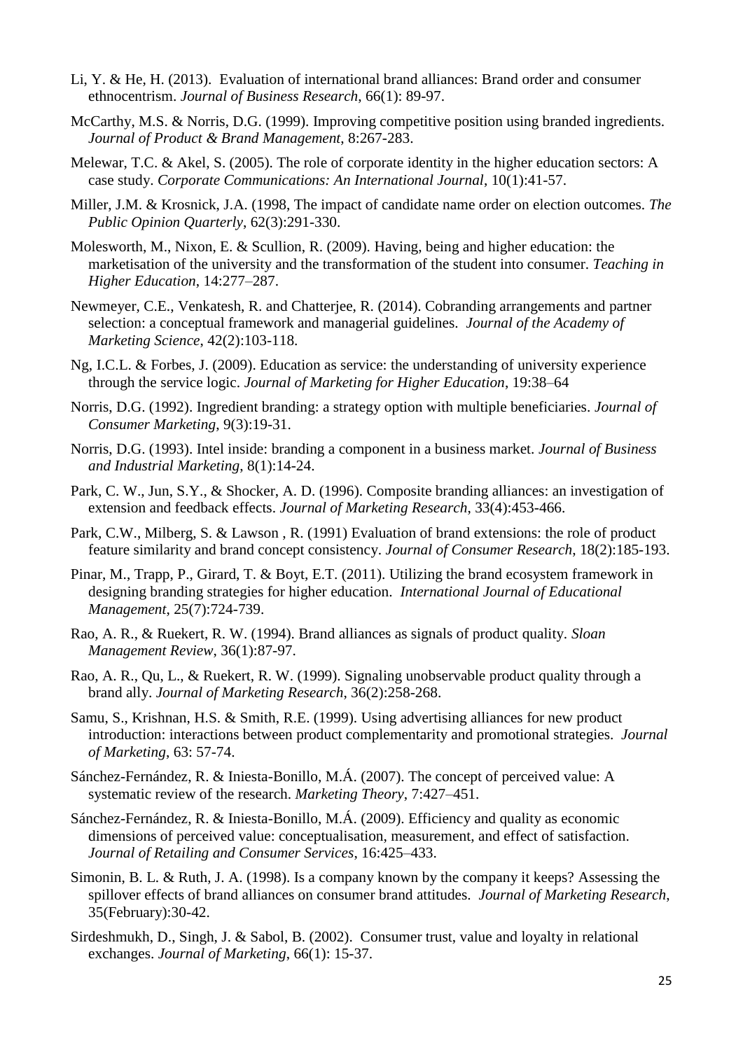Li, Y. & He, H. (2013). Evaluation of international brand alliances: Brand order and consumer ethnocentrism. *Journal of Business Research*, 66(1): 89-97.

McCarthy, M.S. & Norris, D.G. (1999). Improving competitive position using branded ingredients. *Journal of Product & Brand Management*, 8:267-283.

Melewar, T.C. & Akel, S. (2005). The role of corporate identity in the higher education sectors: A case study. *Corporate Communications: An International Journal*, 10(1):41-57.

Miller, J.M. & Krosnick, J.A. (1998, The impact of candidate name order on election outcomes. *The Public Opinion Quarterly*, 62(3):291-330.

Molesworth, M., Nixon, E. & Scullion, R. (2009). Having, being and higher education: the marketisation of the university and the transformation of the student into consumer. *Teaching in Higher Education*, 14:277–287.

Newmeyer, C.E., Venkatesh, R. and Chatterjee, R. (2014). Cobranding arrangements and partner selection: a conceptual framework and managerial guidelines. *Journal of the Academy of Marketing Science*, 42(2):103-118.

Ng, I.C.L. & Forbes, J. (2009). Education as service: the understanding of university experience through the service logic. *Journal of Marketing for Higher Education*, 19:38–64

Norris, D.G. (1992). Ingredient branding: a strategy option with multiple beneficiaries. *Journal of Consumer Marketing*, 9(3):19-31.

Norris, D.G. (1993). Intel inside: branding a component in a business market. *Journal of Business and Industrial Marketing*, 8(1):14-24.

Park, C. W., Jun, S.Y., & Shocker, A. D. (1996). Composite branding alliances: an investigation of extension and feedback effects. *Journal of Marketing Research*, 33(4):453-466.

Park, C.W., Milberg, S. & Lawson , R. (1991) Evaluation of brand extensions: the role of product feature similarity and brand concept consistency. *Journal of Consumer Research*, 18(2):185-193.

Pinar, M., Trapp, P., Girard, T. & Boyt, E.T. (2011). Utilizing the brand ecosystem framework in designing branding strategies for higher education. *International Journal of Educational Management*, 25(7):724-739.

Rao, A. R., & Ruekert, R. W. (1994). Brand alliances as signals of product quality. *Sloan Management Review*, 36(1):87-97.

Rao, A. R., Qu, L., & Ruekert, R. W. (1999). Signaling unobservable product quality through a brand ally. *Journal of Marketing Research*, 36(2):258-268.

Samu, S., Krishnan, H.S. & Smith, R.E. (1999). Using advertising alliances for new product introduction: interactions between product complementarity and promotional strategies. *Journal of Marketing*, 63: 57-74.

Sánchez-Fernández, R. & Iniesta-Bonillo, M.Á. (2007). The concept of perceived value: A systematic review of the research. *Marketing Theory*, 7:427–451.

Sánchez-Fernández, R. & Iniesta-Bonillo, M.Á. (2009). Efficiency and quality as economic dimensions of perceived value: conceptualisation, measurement, and effect of satisfaction. *Journal of Retailing and Consumer Services*, 16:425–433.

Simonin, B. L. & Ruth, J. A. (1998). Is a company known by the company it keeps? Assessing the spillover effects of brand alliances on consumer brand attitudes. *Journal of Marketing Research*, 35(February):30-42.

Sirdeshmukh, D., Singh, J. & Sabol, B. (2002). Consumer trust, value and loyalty in relational exchanges. *Journal of Marketing*, 66(1): 15-37.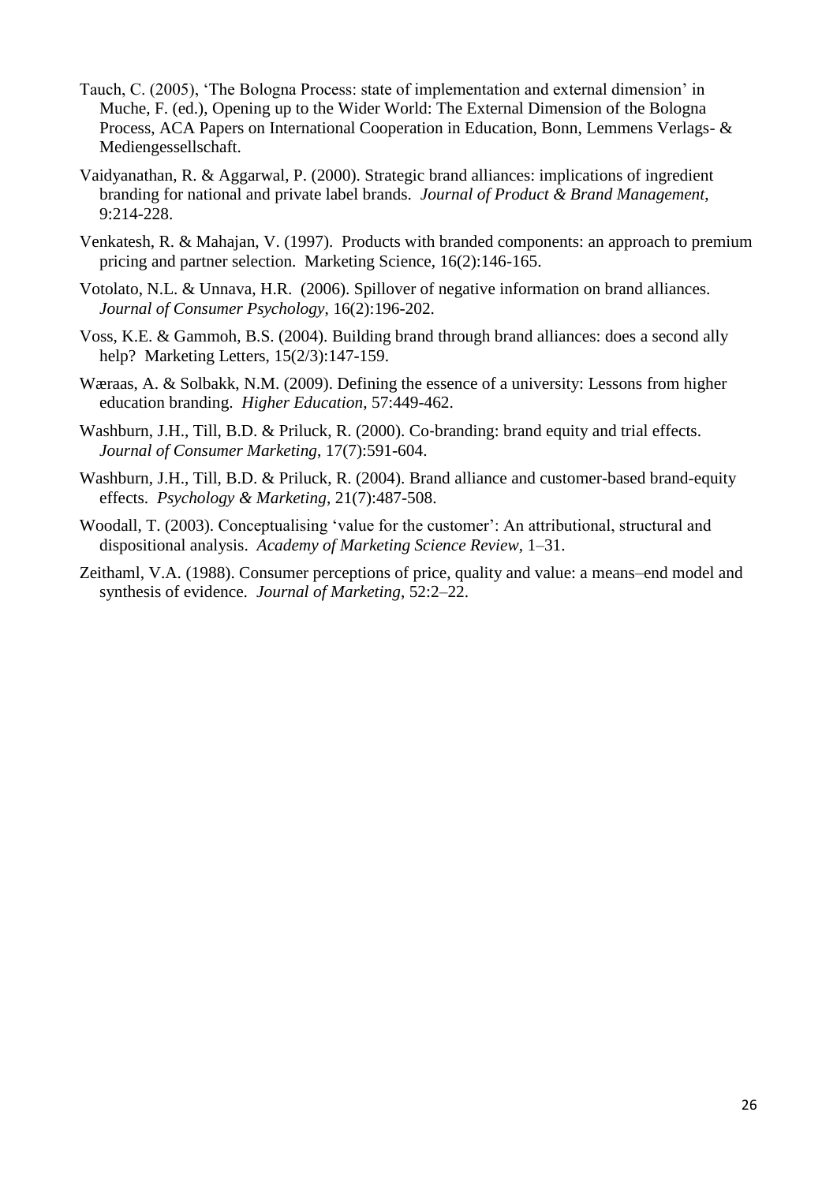Tauch, C. (2005), 'The Bologna Process: state of implementation and external dimension' in Muche, F. (ed.), Opening up to the Wider World: The External Dimension of the Bologna Process, ACA Papers on International Cooperation in Education, Bonn, Lemmens Verlags- & Mediengessellschaft.

Vaidyanathan, R. & Aggarwal, P. (2000). Strategic brand alliances: implications of ingredient branding for national and private label brands. *Journal of Product & Brand Management*, 9:214-228.

Venkatesh, R. & Mahajan, V. (1997). Products with branded components: an approach to premium pricing and partner selection. Marketing Science, 16(2):146-165.

Votolato, N.L. & Unnava, H.R. (2006). Spillover of negative information on brand alliances. *Journal of Consumer Psychology*, 16(2):196-202.

Voss, K.E. & Gammoh, B.S. (2004). Building brand through brand alliances: does a second ally help? Marketing Letters, 15(2/3):147-159.

Wæraas, A. & Solbakk, N.M. (2009). Defining the essence of a university: Lessons from higher education branding. *Higher Education*, 57:449-462.

Washburn, J.H., Till, B.D. & Priluck, R. (2000). Co-branding: brand equity and trial effects. *Journal of Consumer Marketing*, 17(7):591-604.

Washburn, J.H., Till, B.D. & Priluck, R. (2004). Brand alliance and customer-based brand-equity effects. *Psychology & Marketing*, 21(7):487-508.

Woodall, T. (2003). Conceptualising 'value for the customer': An attributional, structural and dispositional analysis. *Academy of Marketing Science Review*, 1–31.

Zeithaml, V.A. (1988). Consumer perceptions of price, quality and value: a means–end model and synthesis of evidence. *Journal of Marketing*, 52:2–22.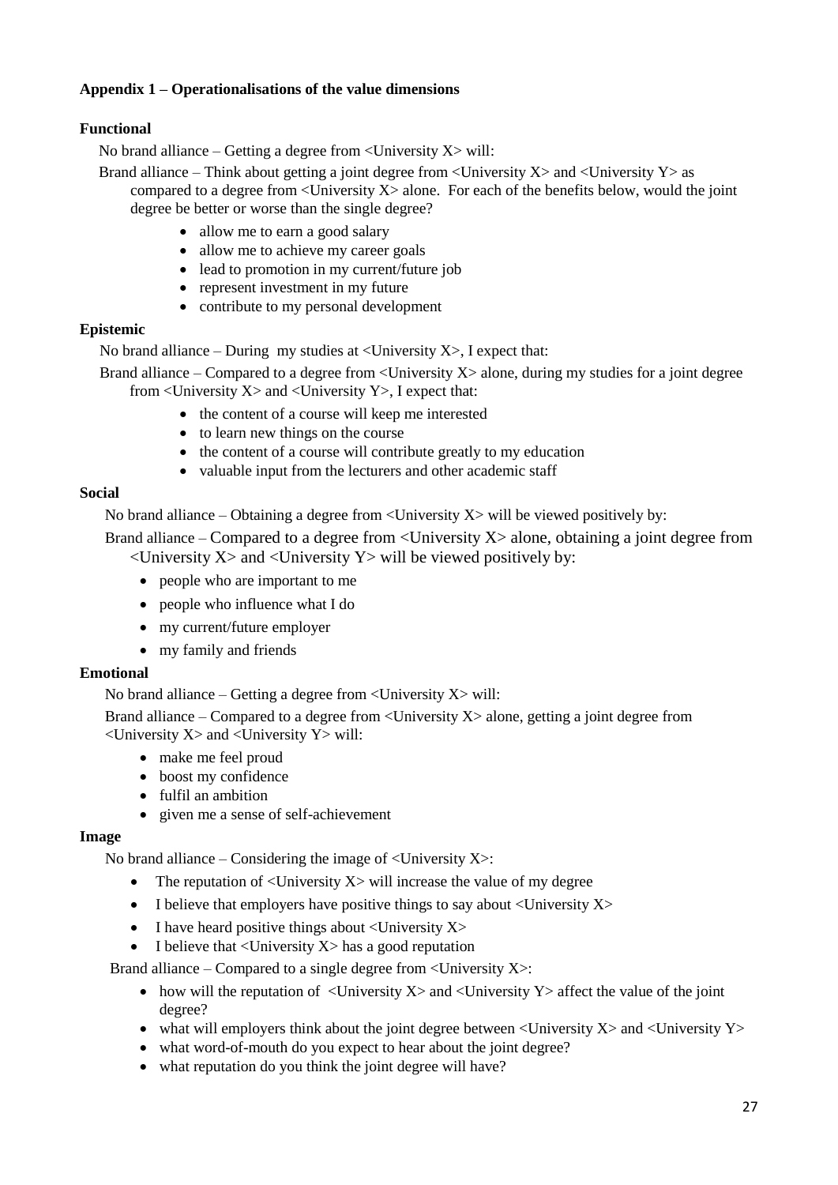**Appendix 1 – Operationalisations of the value dimensions**

**Functional**

No brand alliance – Getting a degree from <University X> will:

Brand alliance – Think about getting a joint degree from <University X> and <University Y> as compared to a degree from <University X> alone. For each of the benefits below, would the joint degree be better or worse than the single degree?

- allow me to earn a good salary
- allow me to achieve my career goals
- lead to promotion in my current/future job
- represent investment in my future
- contribute to my personal development

**Epistemic**

No brand alliance – During my studies at <University X>, I expect that:

Brand alliance – Compared to a degree from <University X> alone, during my studies for a joint degree from <University X> and <University Y>, I expect that:

- the content of a course will keep me interested
- to learn new things on the course
- the content of a course will contribute greatly to my education
- valuable input from the lecturers and other academic staff

**Social**

No brand alliance – Obtaining a degree from <University X> will be viewed positively by:

Brand alliance – Compared to a degree from <University X> alone, obtaining a joint degree from <University X> and <University Y> will be viewed positively by:

- people who are important to me
- people who influence what I do
- my current/future employer
- my family and friends

**Emotional**

No brand alliance – Getting a degree from <University X> will:

Brand alliance – Compared to a degree from <University X> alone, getting a joint degree from <University X> and <University Y> will:

- make me feel proud
- boost my confidence
- fulfil an ambition
- given me a sense of self-achievement

**Image**

No brand alliance – Considering the image of <University X>:

- The reputation of <University X> will increase the value of my degree
- I believe that employers have positive things to say about <University X>
- I have heard positive things about <University X>
- I believe that <University X> has a good reputation

Brand alliance – Compared to a single degree from <University X>:

- how will the reputation of <University X> and <University Y> affect the value of the joint degree?
- what will employers think about the joint degree between <University X> and <University Y>
- what word-of-mouth do you expect to hear about the joint degree?
- what reputation do you think the joint degree will have?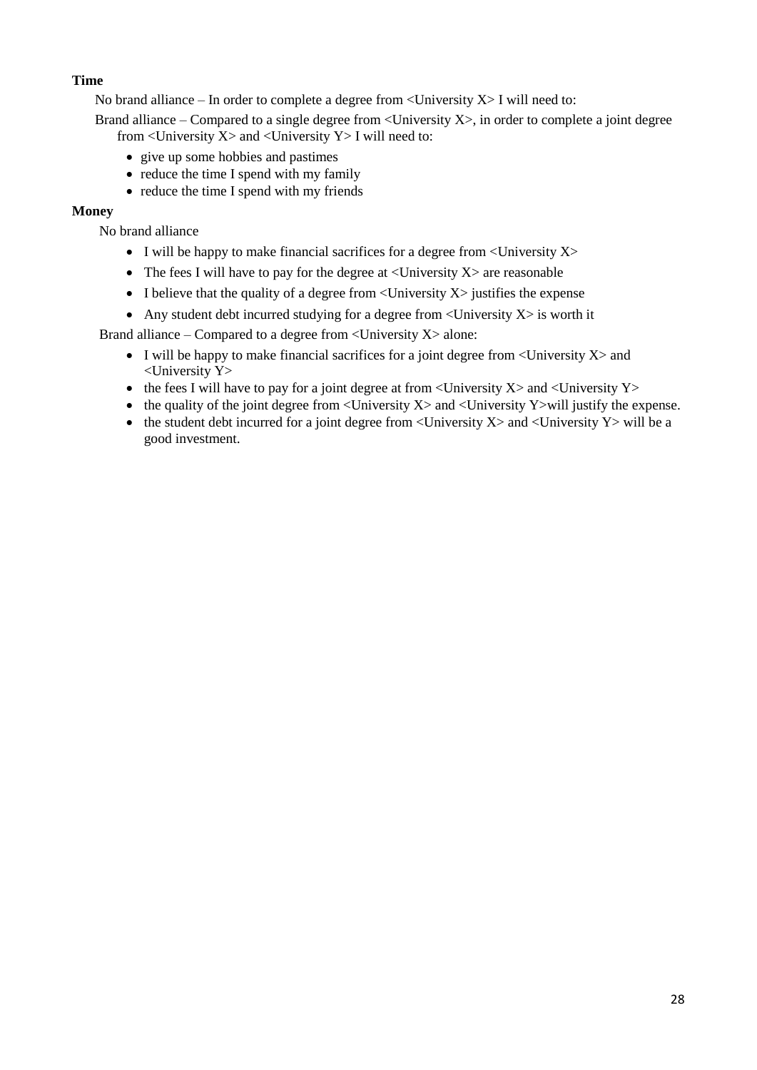**Time**

No brand alliance – In order to complete a degree from <University X> I will need to:

Brand alliance – Compared to a single degree from <University X>, in order to complete a joint degree from <University X> and <University Y> I will need to:

- give up some hobbies and pastimes
- reduce the time I spend with my family
- reduce the time I spend with my friends

**Money**

No brand alliance

- I will be happy to make financial sacrifices for a degree from <University X>
- The fees I will have to pay for the degree at <University X> are reasonable
- I believe that the quality of a degree from <University X> justifies the expense
- Any student debt incurred studying for a degree from <University X> is worth it

Brand alliance – Compared to a degree from <University X> alone:

- I will be happy to make financial sacrifices for a joint degree from <University X> and <University Y>
- the fees I will have to pay for a joint degree at from <University X> and <University Y>
- the quality of the joint degree from <University X> and <University Y>will justify the expense.
- the student debt incurred for a joint degree from <University X> and <University Y> will be a good investment.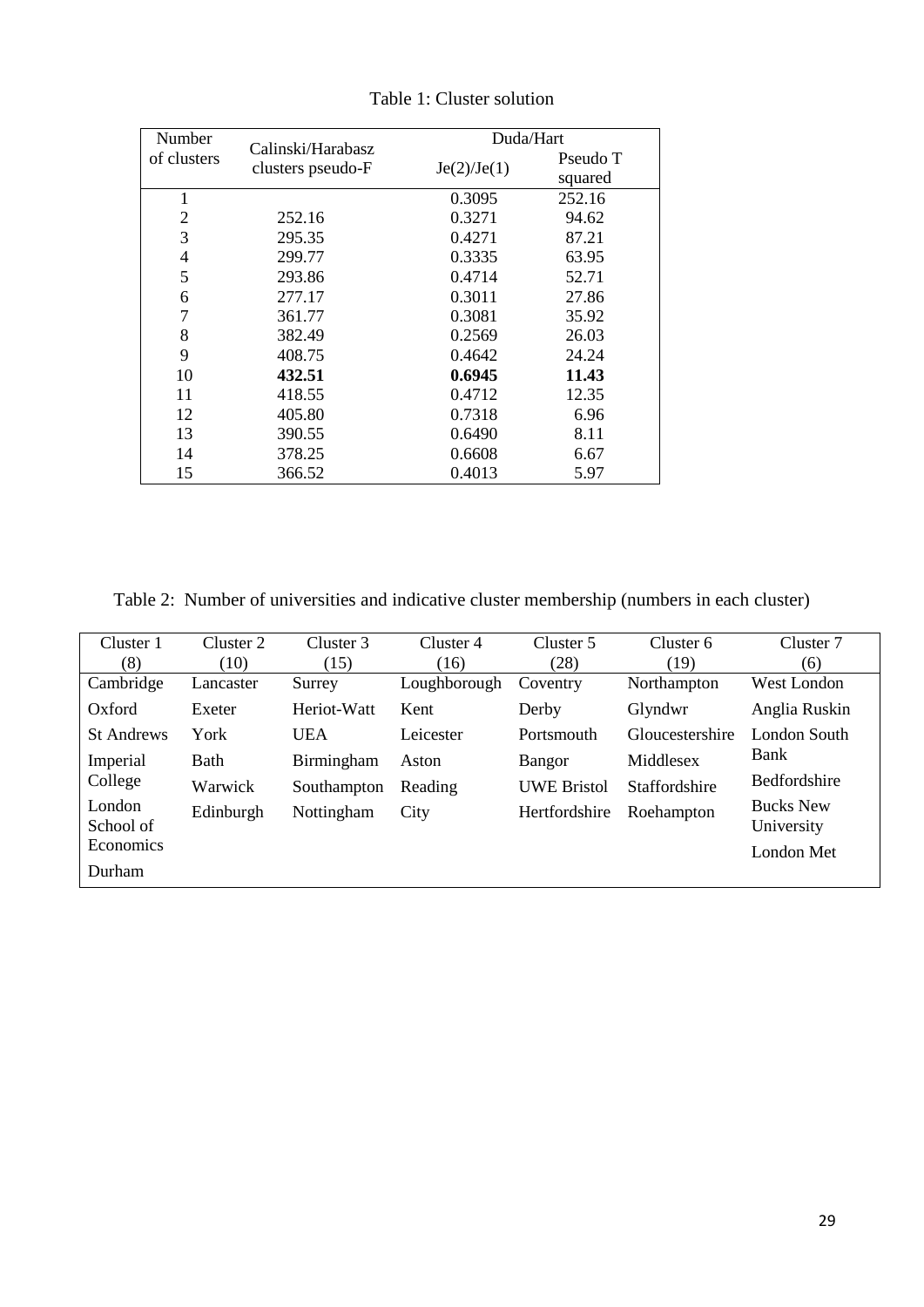Table 1: Cluster solution

| Number of clusters | Calinski/Harabasz clusters pseudo-F | Duda/Hart | |
|---|---|---|---|
| | | Je(2)/Je(1) | Pseudo T squared |
| 1 | | 0.3095 | 252.16 |
| 2 | 252.16 | 0.3271 | 94.62 |
| 3 | 295.35 | 0.4271 | 87.21 |
| 4 | 299.77 | 0.3335 | 63.95 |
| 5 | 293.86 | 0.4714 | 52.71 |
| 6 | 277.17 | 0.3011 | 27.86 |
| 7 | 361.77 | 0.3081 | 35.92 |
| 8 | 382.49 | 0.2569 | 26.03 |
| 9 | 408.75 | 0.4642 | 24.24 |
| **10** | **432.51** | **0.6945** | **11.43** |
| 11 | 418.55 | 0.4712 | 12.35 |
| 12 | 405.80 | 0.7318 | 6.96 |
| 13 | 390.55 | 0.6490 | 8.11 |
| 14 | 378.25 | 0.6608 | 6.67 |
| 15 | 366.52 | 0.4013 | 5.97 |

Table 2: Number of universities and indicative cluster membership (numbers in each cluster)

| Cluster 1 (8) | Cluster 2 (10) | Cluster 3 (15) | Cluster 4 (16) | Cluster 5 (28) | Cluster 6 (19) | Cluster 7 (6) |
|---|---|---|---|---|---|---|
| Cambridge | Lancaster | Surrey | Loughborough | Coventry | Northampton | West London |
| Oxford | Exeter | Heriot-Watt | Kent | Derby | Glyndwr | Anglia Ruskin |
| St Andrews | York | UEA | Leicester | Portsmouth | Gloucestershire | London South Bank |
| Imperial College | Bath | Birmingham | Aston | Bangor | Middlesex | Bedfordshire |
| London School of Economics | Warwick | Southampton | Reading | UWE Bristol | Staffordshire | Bucks New University |
| Durham | Edinburgh | Nottingham | City | Hertfordshire | Roehampton | London Met |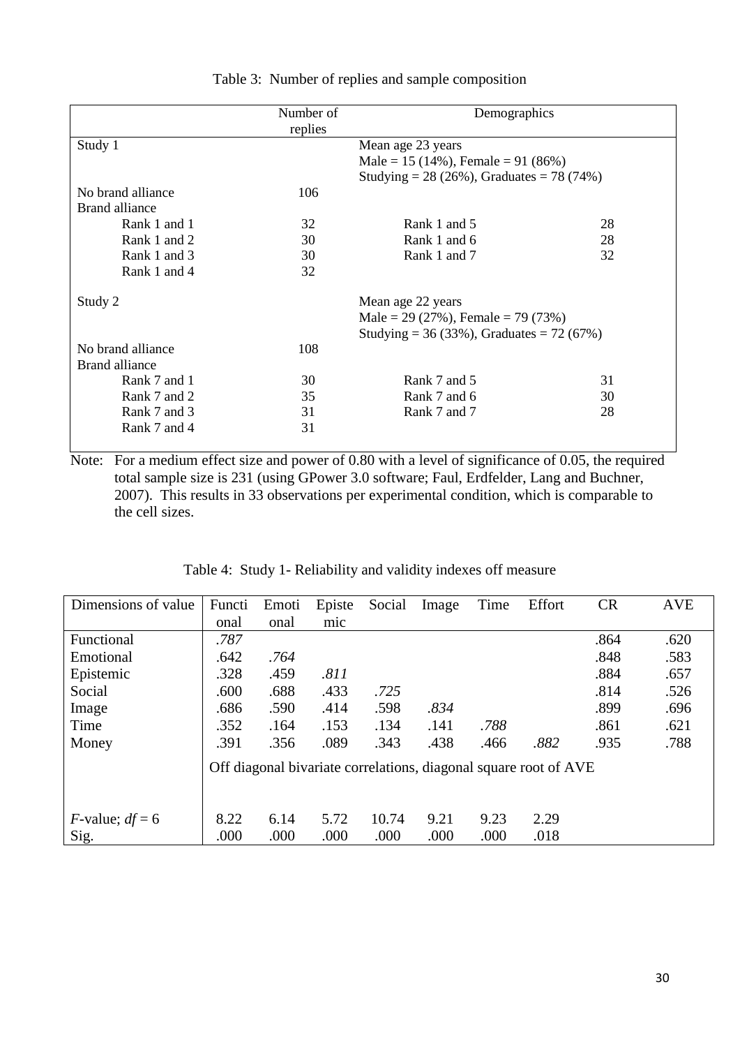Table 3: Number of replies and sample composition

| | Number of replies | Demographics | |
|---|---|---|---|
| Study 1 | | Mean age 23 years<br>Male = 15 (14%), Female = 91 (86%)<br>Studying = 28 (26%), Graduates = 78 (74%) | |
| No brand alliance | 106 | | |
| Brand alliance | | | |
| Rank 1 and 1 | 32 | Rank 1 and 5 | 28 |
| Rank 1 and 2 | 30 | Rank 1 and 6 | 28 |
| Rank 1 and 3 | 30 | Rank 1 and 7 | 32 |
| Rank 1 and 4 | 32 | | |
| Study 2 | | Mean age 22 years<br>Male = 29 (27%), Female = 79 (73%)<br>Studying = 36 (33%), Graduates = 72 (67%) | |
| No brand alliance | 108 | | |
| Brand alliance | | | |
| Rank 7 and 1 | 30 | Rank 7 and 5 | 31 |
| Rank 7 and 2 | 35 | Rank 7 and 6 | 30 |
| Rank 7 and 3 | 31 | Rank 7 and 7 | 28 |
| Rank 7 and 4 | 31 | | |

Note: For a medium effect size and power of 0.80 with a level of significance of 0.05, the required total sample size is 231 (using GPower 3.0 software; Faul, Erdfelder, Lang and Buchner, 2007). This results in 33 observations per experimental condition, which is comparable to the cell sizes.

Table 4: Study 1- Reliability and validity indexes off measure

| Dimensions of value | Functional | Emotional | Epistemic | Social | Image | Time | Effort | CR | AVE |
|---|---|---|---|---|---|---|---|---|---|
| Functional | *.787* | | | | | | | .864 | .620 |
| Emotional | .642 | *.764* | | | | | | .848 | .583 |
| Epistemic | .328 | .459 | *.811* | | | | | .884 | .657 |
| Social | .600 | .688 | .433 | *.725* | | | | .814 | .526 |
| Image | .686 | .590 | .414 | .598 | *.834* | | | .899 | .696 |
| Time | .352 | .164 | .153 | .134 | .141 | *.788* | | .861 | .621 |
| Money | .391 | .356 | .089 | .343 | .438 | .466 | *.882* | .935 | .788 |
| | Off diagonal bivariate correlations, diagonal square root of AVE | | | | | | | | |
| *F*-value; $df = 6$ | 8.22 | 6.14 | 5.72 | 10.74 | 9.21 | 9.23 | 2.29 | | |
| Sig. | .000 | .000 | .000 | .000 | .000 | .000 | .018 | | |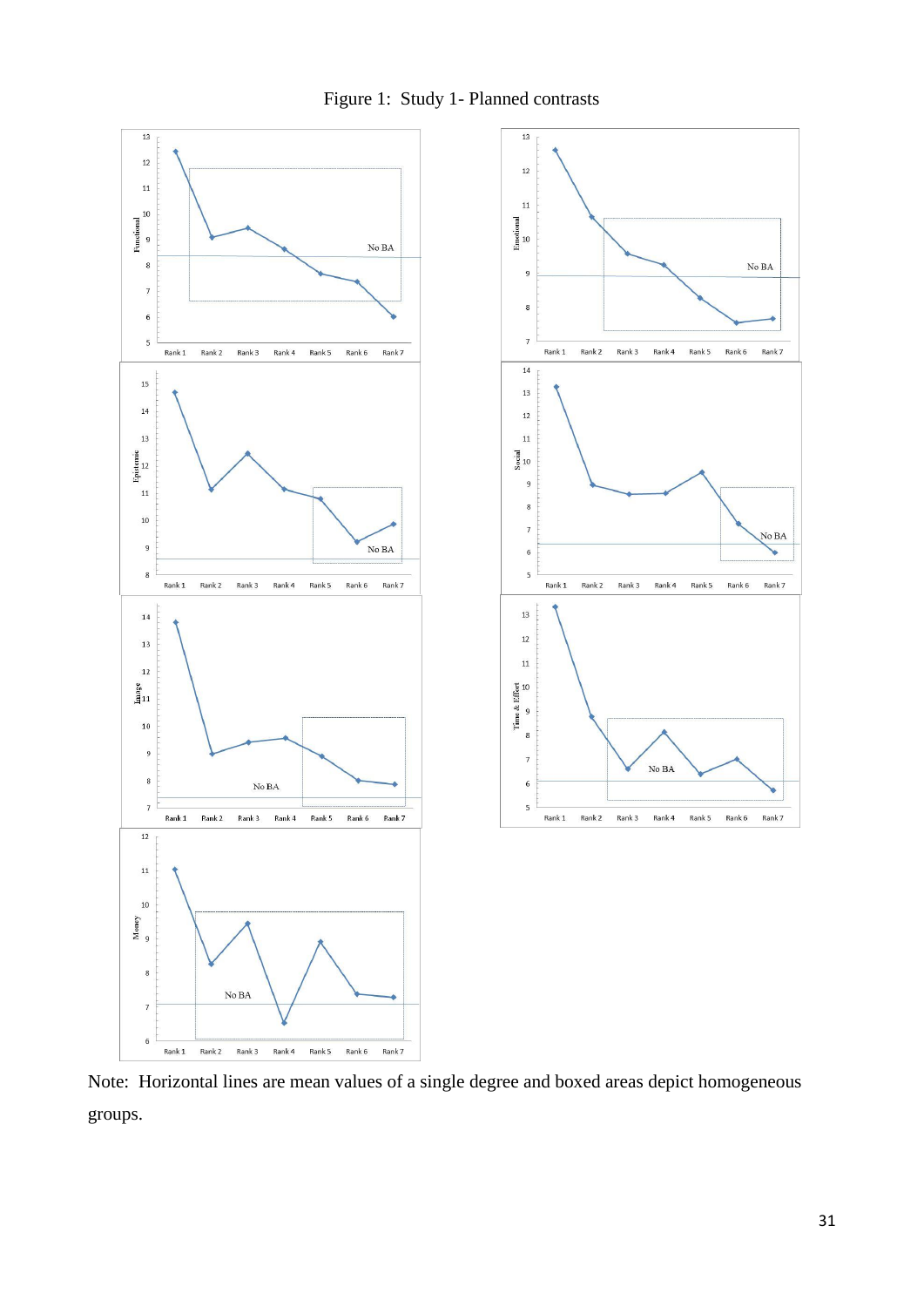Figure 1: Study 1- Planned contrasts

Note: Horizontal lines are mean values of a single degree and boxed areas depict homogeneous groups.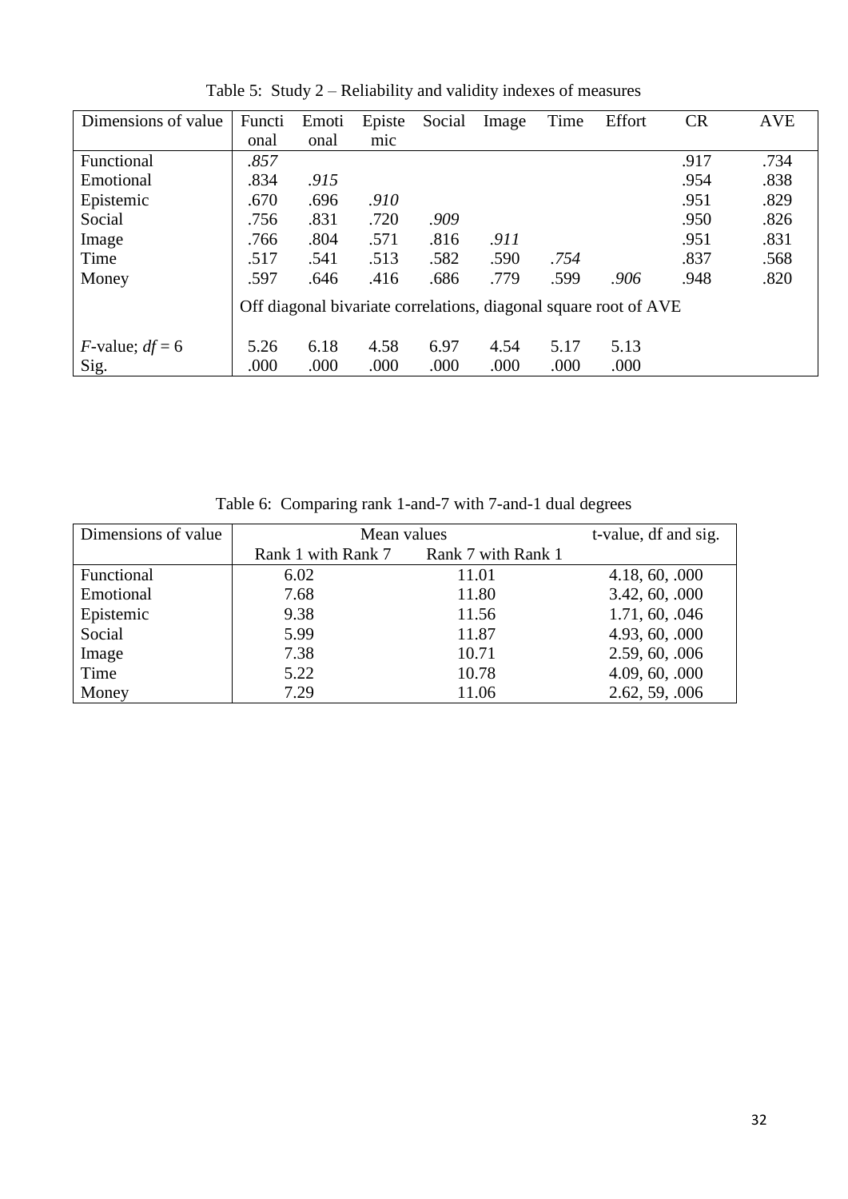Table 5: Study 2 – Reliability and validity indexes of measures

| Dimensions of value | Functional | Emotional | Epistemic | Social | Image | Time | Effort | CR | AVE |
|---|---|---|---|---|---|---|---|---|---|
| Functional | *.857* | | | | | | | .917 | .734 |
| Emotional | .834 | *.915* | | | | | | .954 | .838 |
| Epistemic | .670 | .696 | *.910* | | | | | .951 | .829 |
| Social | .756 | .831 | .720 | *.909* | | | | .950 | .826 |
| Image | .766 | .804 | .571 | .816 | *.911* | | | .951 | .831 |
| Time | .517 | .541 | .513 | .582 | .590 | *.754* | | .837 | .568 |
| Money | .597 | .646 | .416 | .686 | .779 | .599 | *.906* | .948 | .820 |
| | Off diagonal bivariate correlations, diagonal square root of AVE | | | | | | | | |
| *F*-value; *df* = 6 | 5.26 | 6.18 | 4.58 | 6.97 | 4.54 | 5.17 | 5.13 | | |
| Sig. | .000 | .000 | .000 | .000 | .000 | .000 | .000 | | |

Table 6: Comparing rank 1-and-7 with 7-and-1 dual degrees

| Dimensions of value | Mean values | | t-value, df and sig. |
|---|---|---|---|
| | Rank 1 with Rank 7 | Rank 7 with Rank 1 | |
| Functional | 6.02 | 11.01 | 4.18, 60, .000 |
| Emotional | 7.68 | 11.80 | 3.42, 60, .000 |
| Epistemic | 9.38 | 11.56 | 1.71, 60, .046 |
| Social | 5.99 | 11.87 | 4.93, 60, .000 |
| Image | 7.38 | 10.71 | 2.59, 60, .006 |
| Time | 5.22 | 10.78 | 4.09, 60, .000 |
| Money | 7.29 | 11.06 | 2.62, 59, .006 |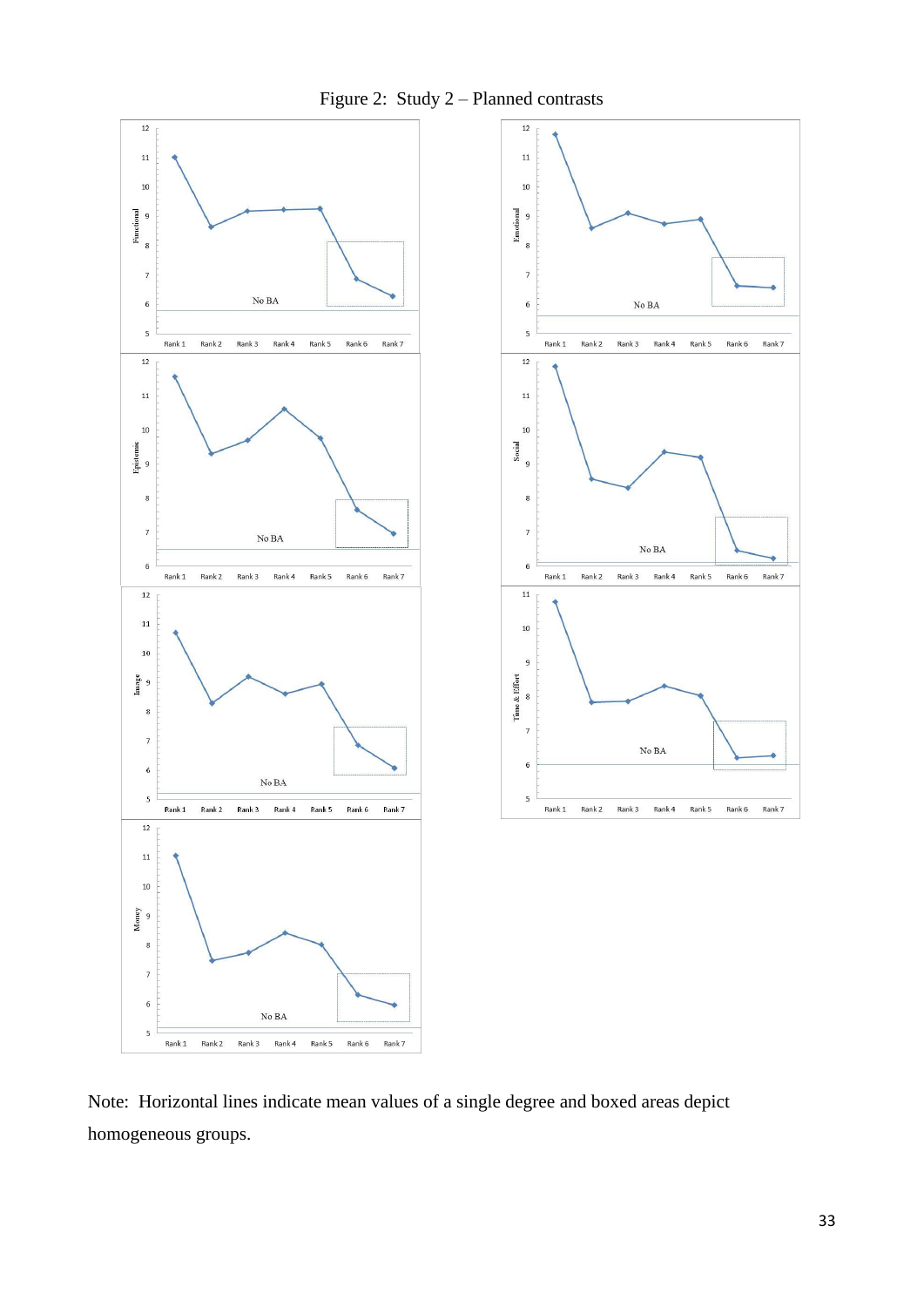Figure 2: Study 2 – Planned contrasts

Functional
12
11
10
9
8
7
6
5
No BA
Rank 1 Rank 2 Rank 3 Rank 4 Rank 5 Rank 6 Rank 7

Emotional
12
11
10
9
8
7
6
5
No BA
Rank 1 Rank 2 Rank 3 Rank 4 Rank 5 Rank 6 Rank 7

Epistemic
12
11
10
9
8
7
6
No BA
Rank 1 Rank 2 Rank 3 Rank 4 Rank 5 Rank 6 Rank 7

Social
12
11
10
9
8
7
6
No BA
Rank 1 Rank 2 Rank 3 Rank 4 Rank 5 Rank 6 Rank 7

Image
12
11
10
9
8
7
6
5
No BA
Rank 1 Rank 2 Rank 3 Rank 4 Rank 5 Rank 6 Rank 7

Time & Effort
11
10
9
8
7
6
5
No BA
Rank 1 Rank 2 Rank 3 Rank 4 Rank 5 Rank 6 Rank 7

Money
12
11
10
9
8
7
6
5
No BA
Rank 1 Rank 2 Rank 3 Rank 4 Rank 5 Rank 6 Rank 7

Note: Horizontal lines indicate mean values of a single degree and boxed areas depict homogeneous groups.